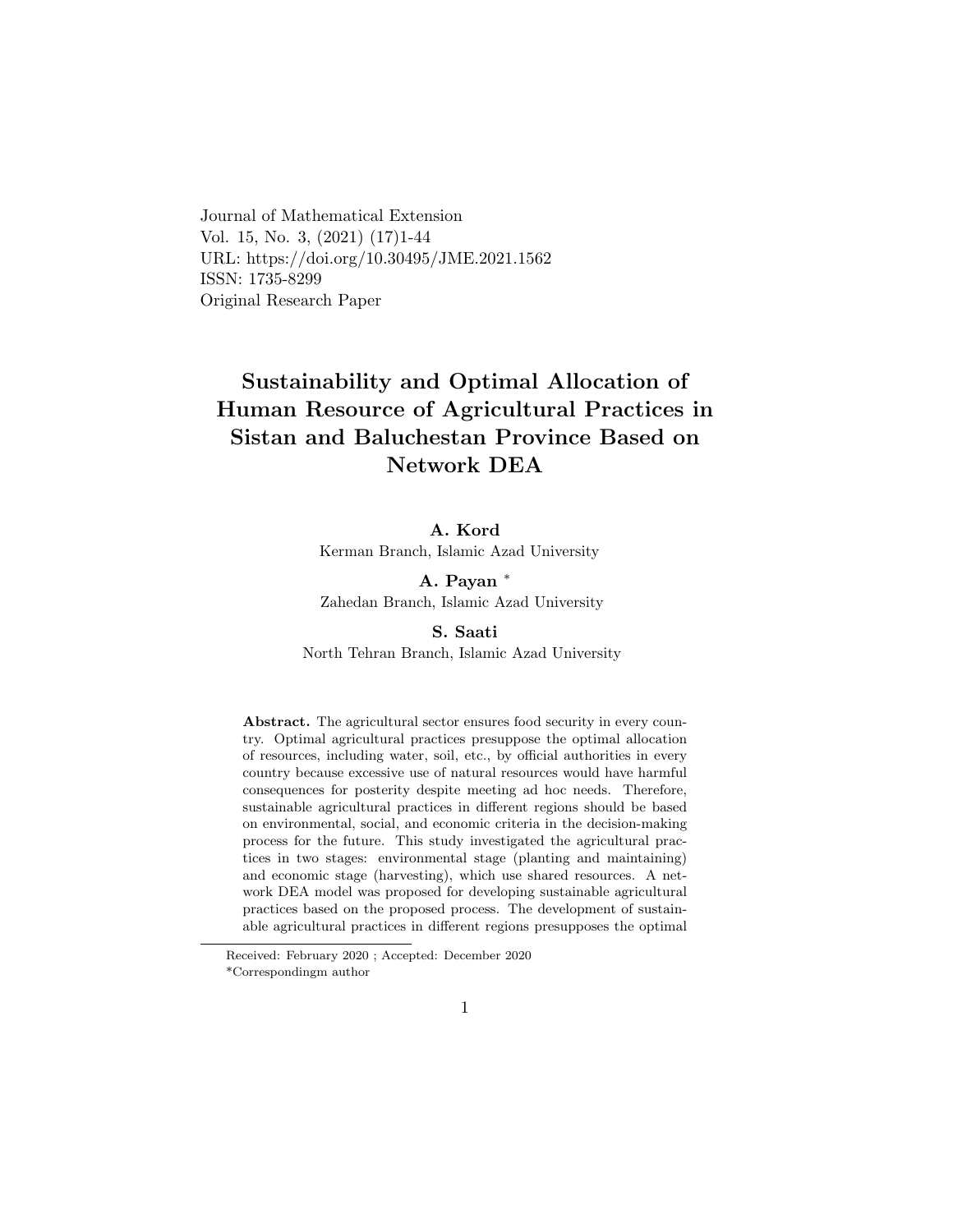Journal of Mathematical Extension
Vol. 15, No. 3, (2021) (17)1-44
URL: https://doi.org/10.30495/JME.2021.1562
ISSN: 1735-8299
Original Research Paper

# Sustainability and Optimal Allocation of Human Resource of Agricultural Practices in Sistan and Baluchestan Province Based on Network DEA

**A. Kord**
Kerman Branch, Islamic Azad University

**A. Payan** [*]
Zahedan Branch, Islamic Azad University

**S. Saati**
North Tehran Branch, Islamic Azad University

**Abstract.** The agricultural sector ensures food security in every country. Optimal agricultural practices presuppose the optimal allocation of resources, including water, soil, etc., by official authorities in every country because excessive use of natural resources would have harmful consequences for posterity despite meeting ad hoc needs. Therefore, sustainable agricultural practices in different regions should be based on environmental, social, and economic criteria in the decision-making process for the future. This study investigated the agricultural practices in two stages: environmental stage (planting and maintaining) and economic stage (harvesting), which use shared resources. A network DEA model was proposed for developing sustainable agricultural practices based on the proposed process. The development of sustainable agricultural practices in different regions presupposes the optimal

---

Received: February 2020 ; Accepted: December 2020

*Correspondingm author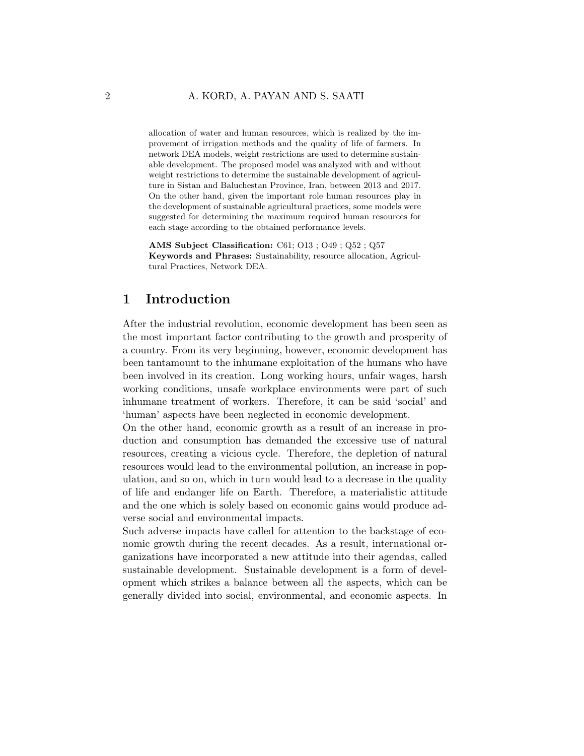allocation of water and human resources, which is realized by the improvement of irrigation methods and the quality of life of farmers. In network DEA models, weight restrictions are used to determine sustainable development. The proposed model was analyzed with and without weight restrictions to determine the sustainable development of agriculture in Sistan and Baluchestan Province, Iran, between 2013 and 2017. On the other hand, given the important role human resources play in the development of sustainable agricultural practices, some models were suggested for determining the maximum required human resources for each stage according to the obtained performance levels.

**AMS Subject Classification:** C61; O13 ; O49 ; Q52 ; Q57
**Keywords and Phrases:** Sustainability, resource allocation, Agricultural Practices, Network DEA.

## 1 Introduction

After the industrial revolution, economic development has been seen as the most important factor contributing to the growth and prosperity of a country. From its very beginning, however, economic development has been tantamount to the inhumane exploitation of the humans who have been involved in its creation. Long working hours, unfair wages, harsh working conditions, unsafe workplace environments were part of such inhumane treatment of workers. Therefore, it can be said 'social' and 'human' aspects have been neglected in economic development.

On the other hand, economic growth as a result of an increase in production and consumption has demanded the excessive use of natural resources, creating a vicious cycle. Therefore, the depletion of natural resources would lead to the environmental pollution, an increase in population, and so on, which in turn would lead to a decrease in the quality of life and endanger life on Earth. Therefore, a materialistic attitude and the one which is solely based on economic gains would produce adverse social and environmental impacts.

Such adverse impacts have called for attention to the backstage of economic growth during the recent decades. As a result, international organizations have incorporated a new attitude into their agendas, called sustainable development. Sustainable development is a form of development which strikes a balance between all the aspects, which can be generally divided into social, environmental, and economic aspects. In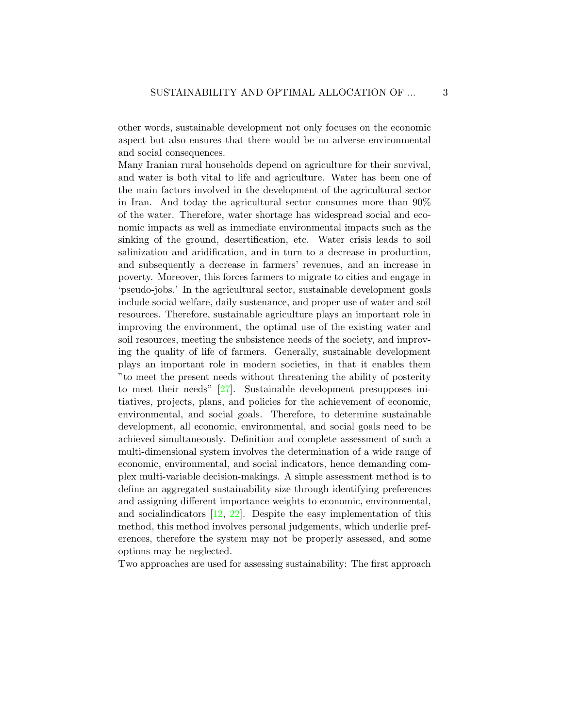other words, sustainable development not only focuses on the economic aspect but also ensures that there would be no adverse environmental and social consequences.

Many Iranian rural households depend on agriculture for their survival, and water is both vital to life and agriculture. Water has been one of the main factors involved in the development of the agricultural sector in Iran. And today the agricultural sector consumes more than 90% of the water. Therefore, water shortage has widespread social and economic impacts as well as immediate environmental impacts such as the sinking of the ground, desertification, etc. Water crisis leads to soil salinization and aridification, and in turn to a decrease in production, and subsequently a decrease in farmers' revenues, and an increase in poverty. Moreover, this forces farmers to migrate to cities and engage in 'pseudo-jobs.' In the agricultural sector, sustainable development goals include social welfare, daily sustenance, and proper use of water and soil resources. Therefore, sustainable agriculture plays an important role in improving the environment, the optimal use of the existing water and soil resources, meeting the subsistence needs of the society, and improving the quality of life of farmers. Generally, sustainable development plays an important role in modern societies, in that it enables them "to meet the present needs without threatening the ability of posterity to meet their needs" [27]. Sustainable development presupposes initiatives, projects, plans, and policies for the achievement of economic, environmental, and social goals. Therefore, to determine sustainable development, all economic, environmental, and social goals need to be achieved simultaneously. Definition and complete assessment of such a multi-dimensional system involves the determination of a wide range of economic, environmental, and social indicators, hence demanding complex multi-variable decision-makings. A simple assessment method is to define an aggregated sustainability size through identifying preferences and assigning different importance weights to economic, environmental, and socialindicators [12, 22]. Despite the easy implementation of this method, this method involves personal judgements, which underlie preferences, therefore the system may not be properly assessed, and some options may be neglected.

Two approaches are used for assessing sustainability: The first approach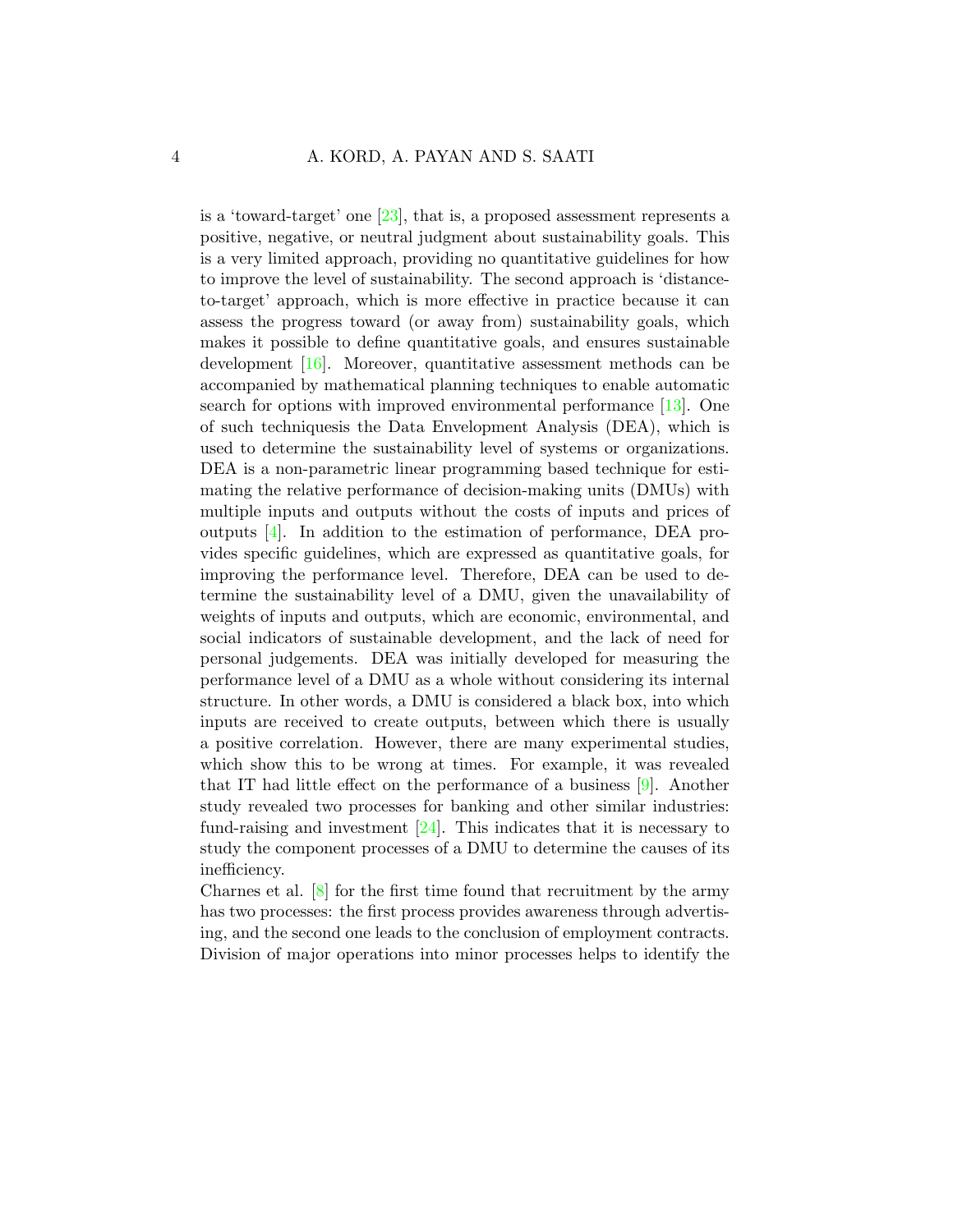is a 'toward-target' one [23], that is, a proposed assessment represents a positive, negative, or neutral judgment about sustainability goals. This is a very limited approach, providing no quantitative guidelines for how to improve the level of sustainability. The second approach is 'distance-to-target' approach, which is more effective in practice because it can assess the progress toward (or away from) sustainability goals, which makes it possible to define quantitative goals, and ensures sustainable development [16]. Moreover, quantitative assessment methods can be accompanied by mathematical planning techniques to enable automatic search for options with improved environmental performance [13]. One of such techniquesis the Data Envelopment Analysis (DEA), which is used to determine the sustainability level of systems or organizations. DEA is a non-parametric linear programming based technique for estimating the relative performance of decision-making units (DMUs) with multiple inputs and outputs without the costs of inputs and prices of outputs [4]. In addition to the estimation of performance, DEA provides specific guidelines, which are expressed as quantitative goals, for improving the performance level. Therefore, DEA can be used to determine the sustainability level of a DMU, given the unavailability of weights of inputs and outputs, which are economic, environmental, and social indicators of sustainable development, and the lack of need for personal judgements. DEA was initially developed for measuring the performance level of a DMU as a whole without considering its internal structure. In other words, a DMU is considered a black box, into which inputs are received to create outputs, between which there is usually a positive correlation. However, there are many experimental studies, which show this to be wrong at times. For example, it was revealed that IT had little effect on the performance of a business [9]. Another study revealed two processes for banking and other similar industries: fund-raising and investment [24]. This indicates that it is necessary to study the component processes of a DMU to determine the causes of its inefficiency.

Charnes et al. [8] for the first time found that recruitment by the army has two processes: the first process provides awareness through advertising, and the second one leads to the conclusion of employment contracts. Division of major operations into minor processes helps to identify the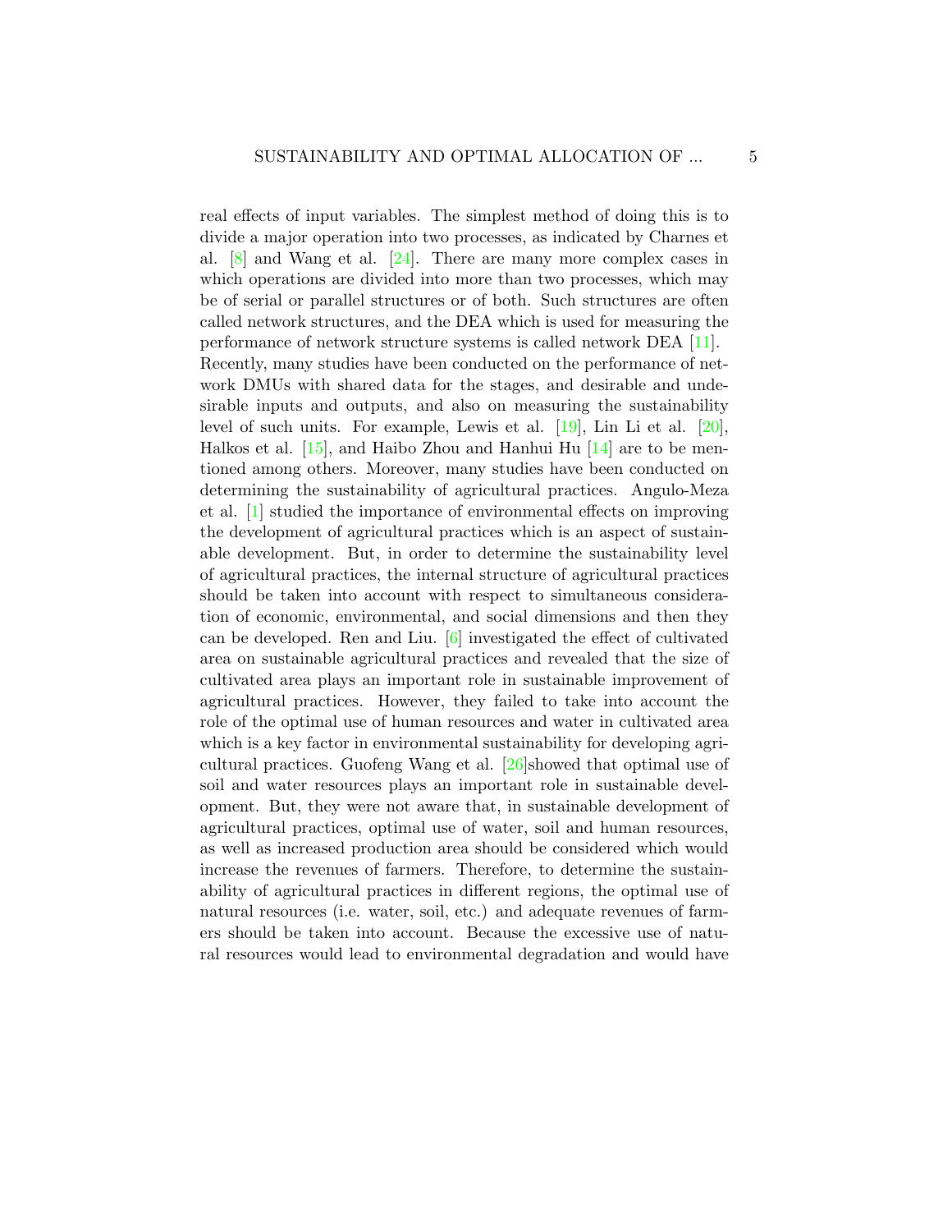real effects of input variables. The simplest method of doing this is to divide a major operation into two processes, as indicated by Charnes et al. [8] and Wang et al. [24]. There are many more complex cases in which operations are divided into more than two processes, which may be of serial or parallel structures or of both. Such structures are often called network structures, and the DEA which is used for measuring the performance of network structure systems is called network DEA [11]. Recently, many studies have been conducted on the performance of network DMUs with shared data for the stages, and desirable and undesirable inputs and outputs, and also on measuring the sustainability level of such units. For example, Lewis et al. [19], Lin Li et al. [20], Halkos et al. [15], and Haibo Zhou and Hanhui Hu [14] are to be mentioned among others. Moreover, many studies have been conducted on determining the sustainability of agricultural practices. Angulo-Meza et al. [1] studied the importance of environmental effects on improving the development of agricultural practices which is an aspect of sustainable development. But, in order to determine the sustainability level of agricultural practices, the internal structure of agricultural practices should be taken into account with respect to simultaneous consideration of economic, environmental, and social dimensions and then they can be developed. Ren and Liu. [6] investigated the effect of cultivated area on sustainable agricultural practices and revealed that the size of cultivated area plays an important role in sustainable improvement of agricultural practices. However, they failed to take into account the role of the optimal use of human resources and water in cultivated area which is a key factor in environmental sustainability for developing agricultural practices. Guofeng Wang et al. [26]showed that optimal use of soil and water resources plays an important role in sustainable development. But, they were not aware that, in sustainable development of agricultural practices, optimal use of water, soil and human resources, as well as increased production area should be considered which would increase the revenues of farmers. Therefore, to determine the sustainability of agricultural practices in different regions, the optimal use of natural resources (i.e. water, soil, etc.) and adequate revenues of farmers should be taken into account. Because the excessive use of natural resources would lead to environmental degradation and would have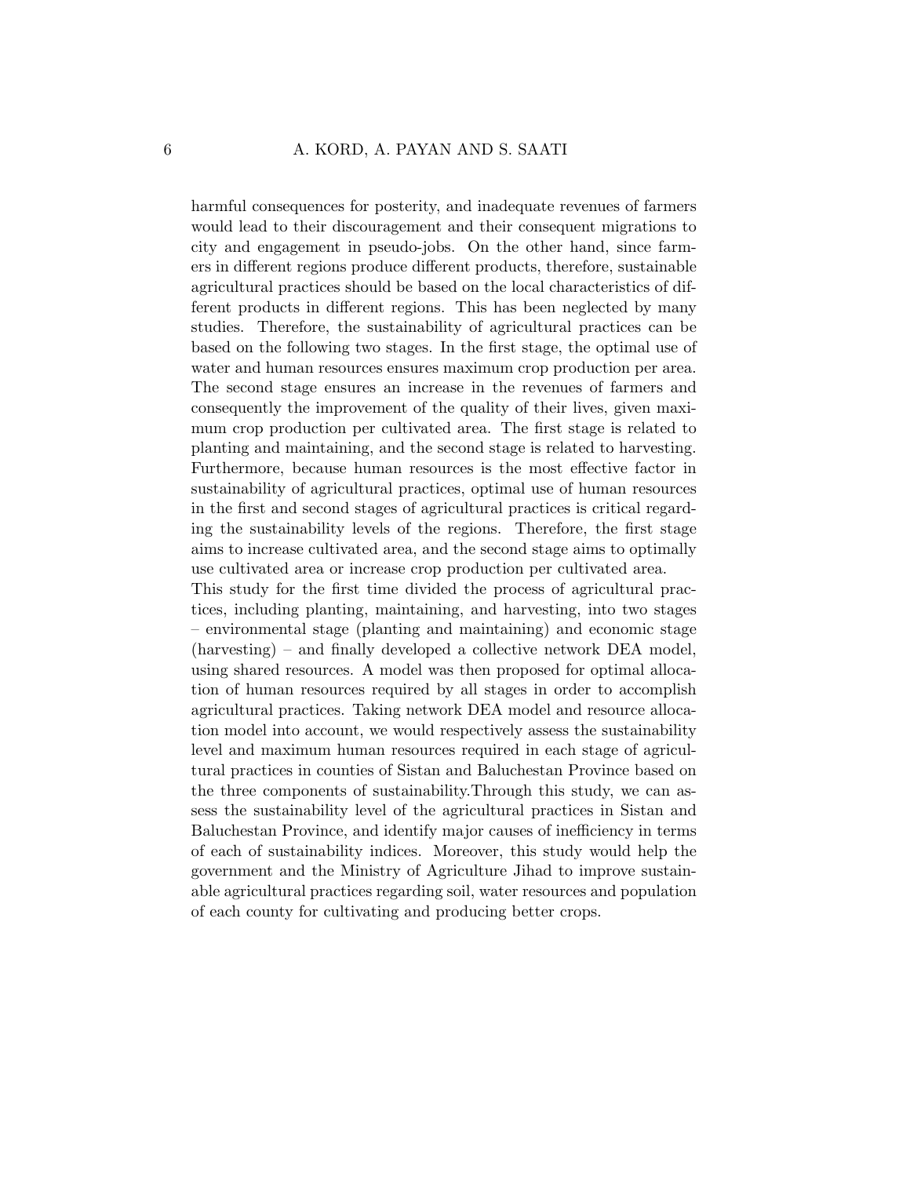harmful consequences for posterity, and inadequate revenues of farmers would lead to their discouragement and their consequent migrations to city and engagement in pseudo-jobs. On the other hand, since farmers in different regions produce different products, therefore, sustainable agricultural practices should be based on the local characteristics of different products in different regions. This has been neglected by many studies. Therefore, the sustainability of agricultural practices can be based on the following two stages. In the first stage, the optimal use of water and human resources ensures maximum crop production per area. The second stage ensures an increase in the revenues of farmers and consequently the improvement of the quality of their lives, given maximum crop production per cultivated area. The first stage is related to planting and maintaining, and the second stage is related to harvesting. Furthermore, because human resources is the most effective factor in sustainability of agricultural practices, optimal use of human resources in the first and second stages of agricultural practices is critical regarding the sustainability levels of the regions. Therefore, the first stage aims to increase cultivated area, and the second stage aims to optimally use cultivated area or increase crop production per cultivated area.

This study for the first time divided the process of agricultural practices, including planting, maintaining, and harvesting, into two stages – environmental stage (planting and maintaining) and economic stage (harvesting) – and finally developed a collective network DEA model, using shared resources. A model was then proposed for optimal allocation of human resources required by all stages in order to accomplish agricultural practices. Taking network DEA model and resource allocation model into account, we would respectively assess the sustainability level and maximum human resources required in each stage of agricultural practices in counties of Sistan and Baluchestan Province based on the three components of sustainability.Through this study, we can assess the sustainability level of the agricultural practices in Sistan and Baluchestan Province, and identify major causes of inefficiency in terms of each of sustainability indices. Moreover, this study would help the government and the Ministry of Agriculture Jihad to improve sustainable agricultural practices regarding soil, water resources and population of each county for cultivating and producing better crops.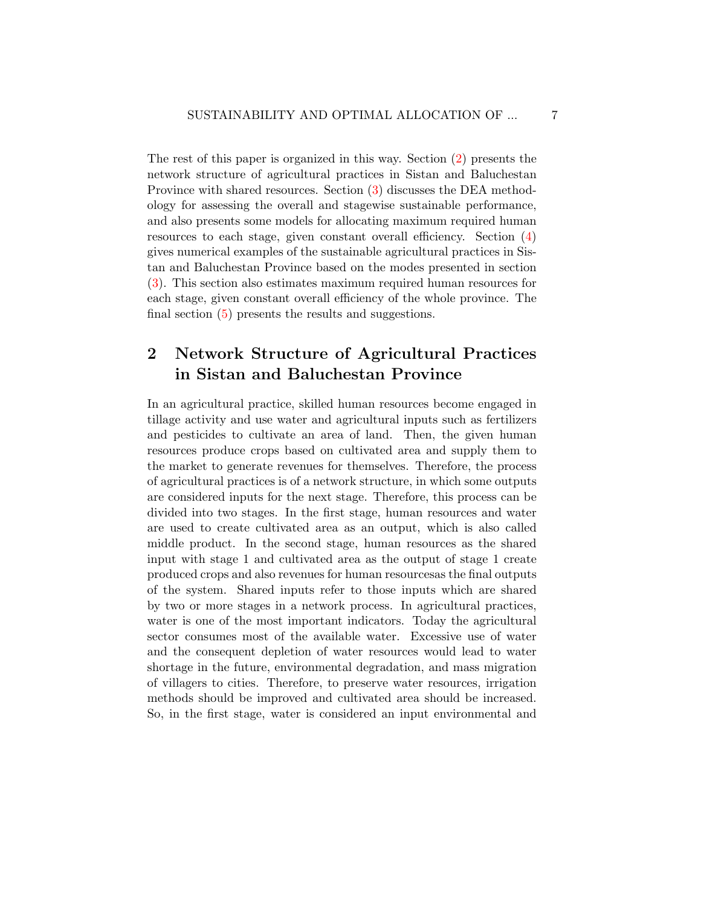The rest of this paper is organized in this way. Section (2) presents the network structure of agricultural practices in Sistan and Baluchestan Province with shared resources. Section (3) discusses the DEA methodology for assessing the overall and stagewise sustainable performance, and also presents some models for allocating maximum required human resources to each stage, given constant overall efficiency. Section (4) gives numerical examples of the sustainable agricultural practices in Sistan and Baluchestan Province based on the modes presented in section (3). This section also estimates maximum required human resources for each stage, given constant overall efficiency of the whole province. The final section (5) presents the results and suggestions.

## 2 Network Structure of Agricultural Practices in Sistan and Baluchestan Province

In an agricultural practice, skilled human resources become engaged in tillage activity and use water and agricultural inputs such as fertilizers and pesticides to cultivate an area of land. Then, the given human resources produce crops based on cultivated area and supply them to the market to generate revenues for themselves. Therefore, the process of agricultural practices is of a network structure, in which some outputs are considered inputs for the next stage. Therefore, this process can be divided into two stages. In the first stage, human resources and water are used to create cultivated area as an output, which is also called middle product. In the second stage, human resources as the shared input with stage 1 and cultivated area as the output of stage 1 create produced crops and also revenues for human resourcesas the final outputs of the system. Shared inputs refer to those inputs which are shared by two or more stages in a network process. In agricultural practices, water is one of the most important indicators. Today the agricultural sector consumes most of the available water. Excessive use of water and the consequent depletion of water resources would lead to water shortage in the future, environmental degradation, and mass migration of villagers to cities. Therefore, to preserve water resources, irrigation methods should be improved and cultivated area should be increased. So, in the first stage, water is considered an input environmental and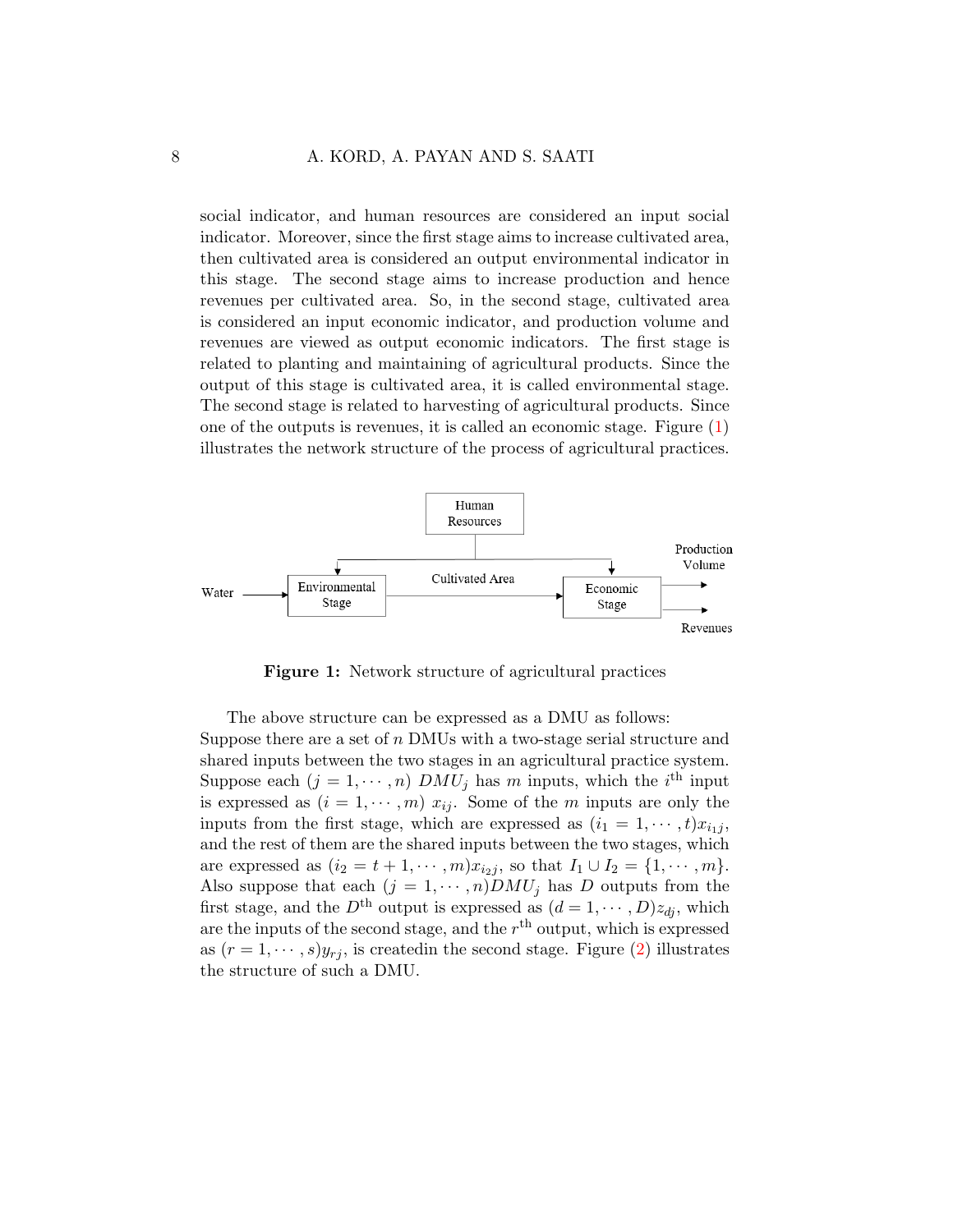social indicator, and human resources are considered an input social indicator. Moreover, since the first stage aims to increase cultivated area, then cultivated area is considered an output environmental indicator in this stage. The second stage aims to increase production and hence revenues per cultivated area. So, in the second stage, cultivated area is considered an input economic indicator, and production volume and revenues are viewed as output economic indicators. The first stage is related to planting and maintaining of agricultural products. Since the output of this stage is cultivated area, it is called environmental stage. The second stage is related to harvesting of agricultural products. Since one of the outputs is revenues, it is called an economic stage. Figure (1) illustrates the network structure of the process of agricultural practices.

**Figure 1:** Network structure of agricultural practices

The above structure can be expressed as a DMU as follows: Suppose there are a set of $n$ DMUs with a two-stage serial structure and shared inputs between the two stages in an agricultural practice system. Suppose each $(j = 1, \cdots, n)$ $DMU_j$ has $m$ inputs, which the $i^{\text{th}}$ input is expressed as $(i = 1, \cdots, m)$ $x_{ij}$. Some of the $m$ inputs are only the inputs from the first stage, which are expressed as $(i_1 = 1, \cdots, t)x_{i_1 j}$, and the rest of them are the shared inputs between the two stages, which are expressed as $(i_2 = t+1, \cdots, m)x_{i_2 j}$, so that $I_1 \cup I_2 = \{1, \cdots, m\}$. Also suppose that each $(j = 1, \cdots, n)DMU_j$ has $D$ outputs from the first stage, and the $D^{\text{th}}$ output is expressed as $(d = 1, \cdots, D)z_{dj}$, which are the inputs of the second stage, and the $r^{\text{th}}$ output, which is expressed as $(r = 1, \cdots, s)y_{rj}$, is createdin the second stage. Figure (2) illustrates the structure of such a DMU.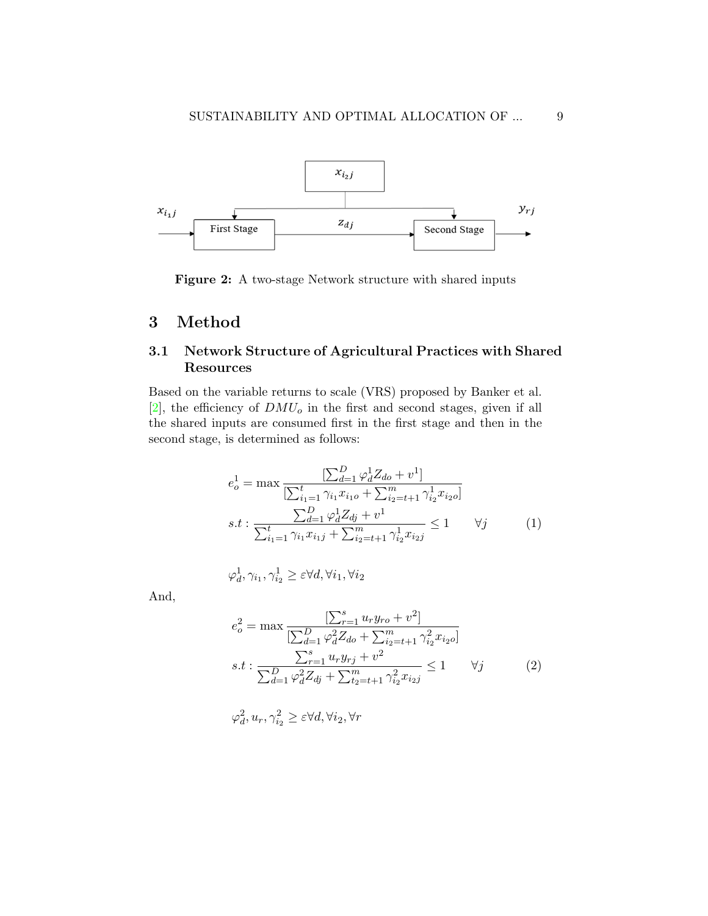Figure 2: A two-stage Network structure with shared inputs

## 3 Method

### 3.1 Network Structure of Agricultural Practices with Shared Resources

Based on the variable returns to scale (VRS) proposed by Banker et al. [2], the efficiency of $DMU_o$ in the first and second stages, given if all the shared inputs are consumed first in the first stage and then in the second stage, is determined as follows:

$$
\begin{aligned}
e_o^1 &= \max \frac{[\sum_{d=1}^{D} \varphi_d^1 Z_{do} + v^1]}{[\sum_{i_1=1}^{t} \gamma_{i_1} x_{i_1 o} + \sum_{i_2=t+1}^{m} \gamma_{i_2}^1 x_{i_2 o}]} \\
s.t: &\frac{\sum_{d=1}^{D} \varphi_d^1 Z_{dj} + v^1}{\sum_{i_1=1}^{t} \gamma_{i_1} x_{i_1 j} + \sum_{i_2=t+1}^{m} \gamma_{i_2}^1 x_{i_2 j}} \leq 1 \qquad \forall j \qquad (1)
\end{aligned}
$$

$$
\varphi_d^1, \gamma_{i_1}, \gamma_{i_2}^1 \geq \varepsilon \forall d, \forall i_1, \forall i_2
$$

And,

$$
\begin{aligned}
e_o^2 &= \max \frac{[\sum_{r=1}^{s} u_r y_{ro} + v^2]}{[\sum_{d=1}^{D} \varphi_d^2 Z_{do} + \sum_{i_2=t+1}^{m} \gamma_{i_2}^2 x_{i_2 o}]} \\
s.t: &\frac{\sum_{r=1}^{s} u_r y_{rj} + v^2}{\sum_{d=1}^{D} \varphi_d^2 Z_{dj} + \sum_{t_2=t+1}^{m} \gamma_{i_2}^2 x_{i_2 j}} \leq 1 \qquad \forall j \qquad (2)
\end{aligned}
$$

$$
\varphi_d^2, u_r, \gamma_{i_2}^2 \geq \varepsilon \forall d, \forall i_2, \forall r
$$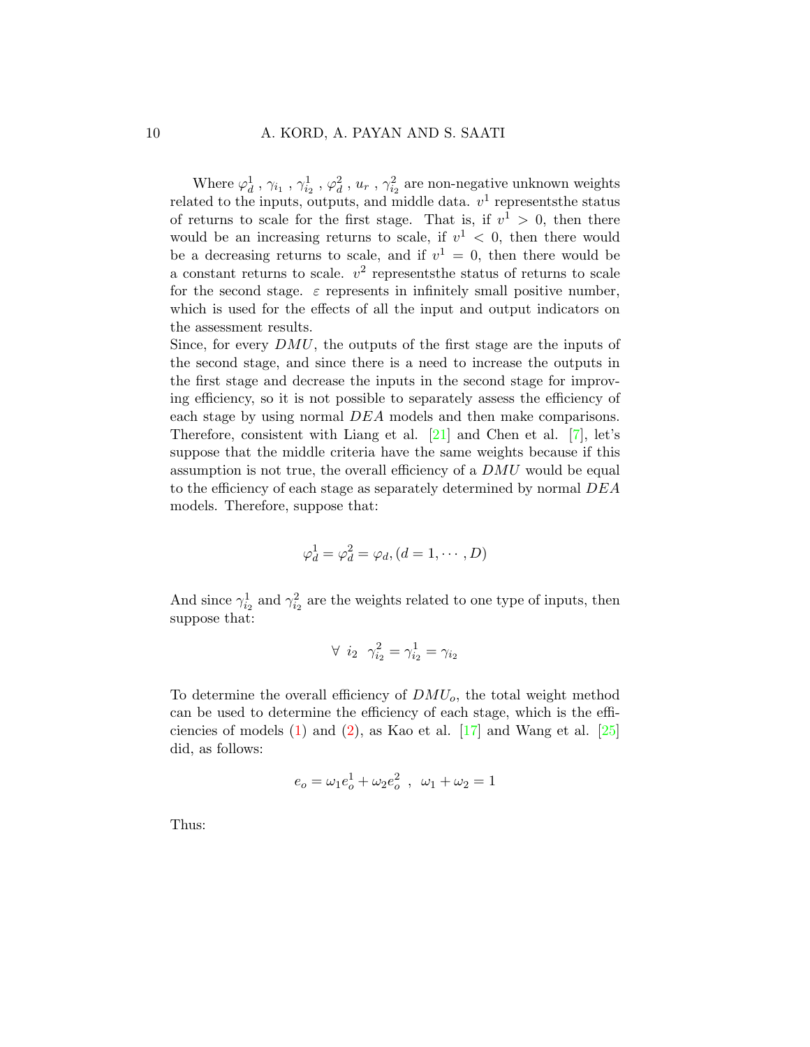Where $\varphi_d^1$ , $\gamma_{i_1}$ , $\gamma_{i_2}^1$ , $\varphi_d^2$ , $u_r$ , $\gamma_{i_2}^2$ are non-negative unknown weights related to the inputs, outputs, and middle data. $v^1$ representsthe status of returns to scale for the first stage. That is, if $v^1 > 0$, then there would be an increasing returns to scale, if $v^1 < 0$, then there would be a decreasing returns to scale, and if $v^1 = 0$, then there would be a constant returns to scale. $v^2$ representsthe status of returns to scale for the second stage. $\varepsilon$ represents in infinitely small positive number, which is used for the effects of all the input and output indicators on the assessment results.

Since, for every $DMU$, the outputs of the first stage are the inputs of the second stage, and since there is a need to increase the outputs in the first stage and decrease the inputs in the second stage for improving efficiency, so it is not possible to separately assess the efficiency of each stage by using normal $DEA$ models and then make comparisons. Therefore, consistent with Liang et al. [21] and Chen et al. [7], let's suppose that the middle criteria have the same weights because if this assumption is not true, the overall efficiency of a $DMU$ would be equal to the efficiency of each stage as separately determined by normal $DEA$ models. Therefore, suppose that:

$$\varphi_d^1 = \varphi_d^2 = \varphi_d, (d = 1, \cdots, D)$$

And since $\gamma_{i_2}^1$ and $\gamma_{i_2}^2$ are the weights related to one type of inputs, then suppose that:

$$\forall \ i_2 \ \ \gamma_{i_2}^2 = \gamma_{i_2}^1 = \gamma_{i_2}$$

To determine the overall efficiency of $DMU_o$, the total weight method can be used to determine the efficiency of each stage, which is the efficiencies of models (1) and (2), as Kao et al. [17] and Wang et al. [25] did, as follows:

$$e_o = \omega_1 e_o^1 + \omega_2 e_o^2 \ , \ \ \omega_1 + \omega_2 = 1$$

Thus: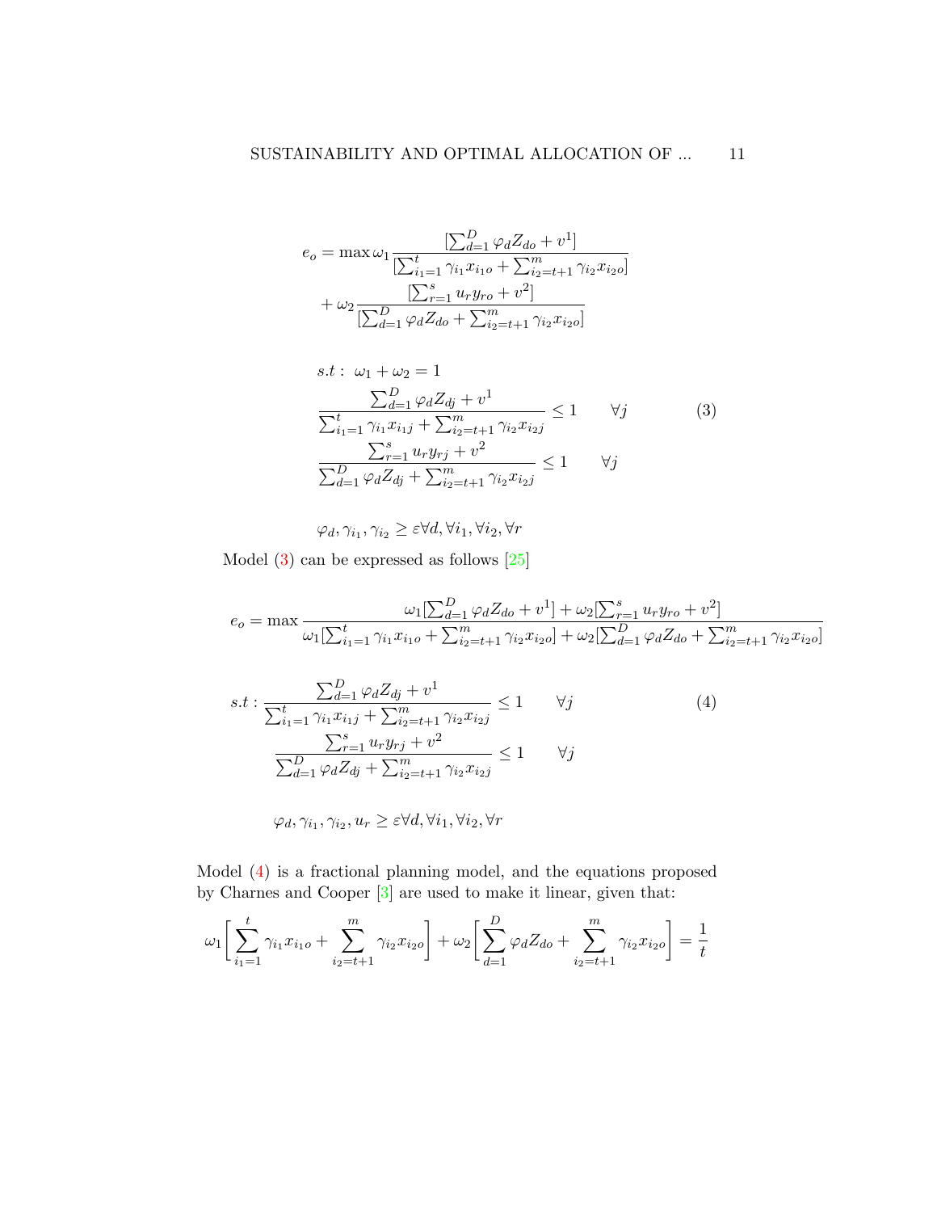$$
\begin{aligned}
e_o = \max \omega_1 & \frac{[\sum_{d=1}^{D} \varphi_d Z_{do} + v^1]}{[\sum_{i_1=1}^{t} \gamma_{i_1} x_{i_1 o} + \sum_{i_2=t+1}^{m} \gamma_{i_2} x_{i_2 o}]} \\
& + \omega_2 \frac{[\sum_{r=1}^{s} u_r y_{ro} + v^2]}{[\sum_{d=1}^{D} \varphi_d Z_{do} + \sum_{i_2=t+1}^{m} \gamma_{i_2} x_{i_2 o}]}
\end{aligned}
$$

$$
\begin{aligned}
s.t: \ & \omega_1 + \omega_2 = 1 \\
& \frac{\sum_{d=1}^{D} \varphi_d Z_{dj} + v^1}{\sum_{i_1=1}^{t} \gamma_{i_1} x_{i_1 j} + \sum_{i_2=t+1}^{m} \gamma_{i_2} x_{i_2 j}} \leq 1 \qquad \forall j \\
& \frac{\sum_{r=1}^{s} u_r y_{rj} + v^2}{\sum_{d=1}^{D} \varphi_d Z_{dj} + \sum_{i_2=t+1}^{m} \gamma_{i_2} x_{i_2 j}} \leq 1 \qquad \forall j
\end{aligned} \tag{3}
$$

$$
\varphi_d, \gamma_{i_1}, \gamma_{i_2} \geq \varepsilon \forall d, \forall i_1, \forall i_2, \forall r
$$

Model (3) can be expressed as follows [25]

$$
e_o = \max \frac{\omega_1[\sum_{d=1}^{D} \varphi_d Z_{do} + v^1] + \omega_2[\sum_{r=1}^{s} u_r y_{ro} + v^2]}{\omega_1[\sum_{i_1=1}^{t} \gamma_{i_1} x_{i_1 o} + \sum_{i_2=t+1}^{m} \gamma_{i_2} x_{i_2 o}] + \omega_2[\sum_{d=1}^{D} \varphi_d Z_{do} + \sum_{i_2=t+1}^{m} \gamma_{i_2} x_{i_2 o}]}
$$

$$
\begin{aligned}
s.t: & \frac{\sum_{d=1}^{D} \varphi_d Z_{dj} + v^1}{\sum_{i_1=1}^{t} \gamma_{i_1} x_{i_1 j} + \sum_{i_2=t+1}^{m} \gamma_{i_2} x_{i_2 j}} \leq 1 \qquad \forall j \\
& \frac{\sum_{r=1}^{s} u_r y_{rj} + v^2}{\sum_{d=1}^{D} \varphi_d Z_{dj} + \sum_{i_2=t+1}^{m} \gamma_{i_2} x_{i_2 j}} \leq 1 \qquad \forall j
\end{aligned} \tag{4}
$$

$$
\varphi_d, \gamma_{i_1}, \gamma_{i_2}, u_r \geq \varepsilon \forall d, \forall i_1, \forall i_2, \forall r
$$

Model (4) is a fractional planning model, and the equations proposed by Charnes and Cooper [3] are used to make it linear, given that:

$$
\omega_1 \left[ \sum_{i_1=1}^{t} \gamma_{i_1} x_{i_1 o} + \sum_{i_2=t+1}^{m} \gamma_{i_2} x_{i_2 o} \right] + \omega_2 \left[ \sum_{d=1}^{D} \varphi_d Z_{do} + \sum_{i_2=t+1}^{m} \gamma_{i_2} x_{i_2 o} \right] = \frac{1}{t}
$$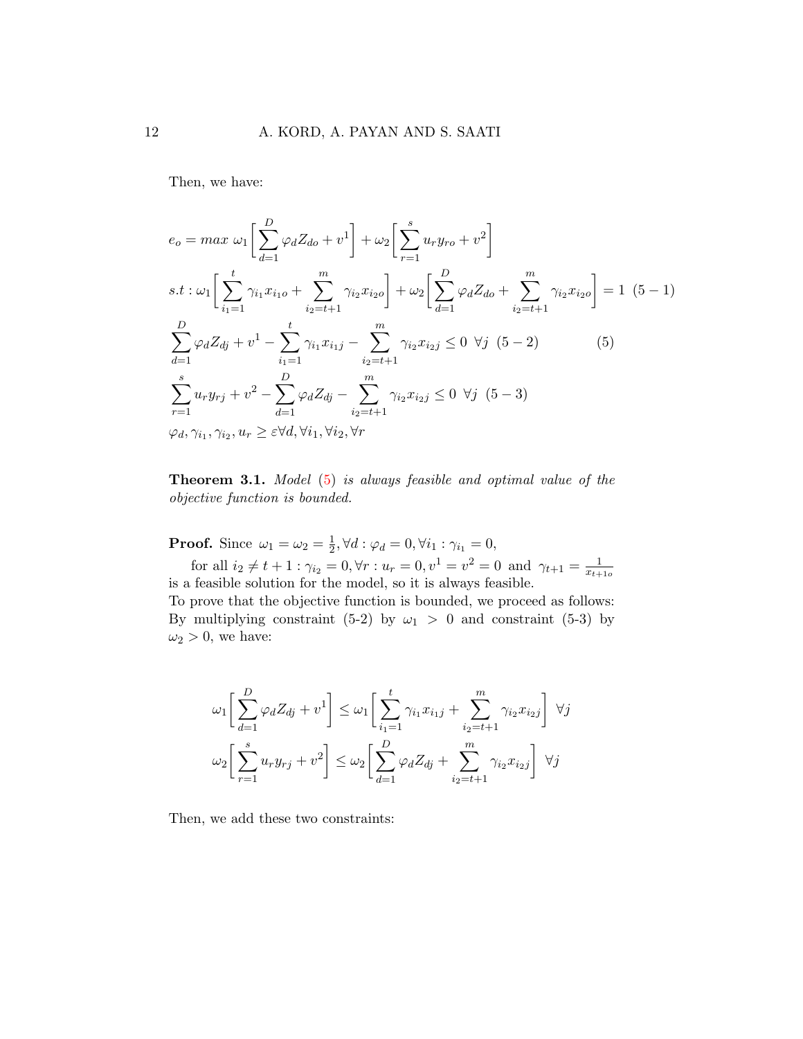Then, we have:

$$
\begin{aligned}
& e_o = max\ \omega_1\bigg[\sum_{d=1}^{D}\varphi_d Z_{do} + v^1\bigg] + \omega_2\bigg[\sum_{r=1}^{s}u_r y_{ro} + v^2\bigg] \\
& s.t: \omega_1\bigg[\sum_{i_1=1}^{t}\gamma_{i_1}x_{i_1o} + \sum_{i_2=t+1}^{m}\gamma_{i_2}x_{i_2o}\bigg] + \omega_2\bigg[\sum_{d=1}^{D}\varphi_d Z_{do} + \sum_{i_2=t+1}^{m}\gamma_{i_2}x_{i_2o}\bigg] = 1 \ \ (5-1) \\
& \sum_{d=1}^{D}\varphi_d Z_{dj} + v^1 - \sum_{i_1=1}^{t}\gamma_{i_1}x_{i_1j} - \sum_{i_2=t+1}^{m}\gamma_{i_2}x_{i_2j} \leq 0 \ \ \forall j \ \ (5-2) \qquad\qquad (5) \\
& \sum_{r=1}^{s}u_r y_{rj} + v^2 - \sum_{d=1}^{D}\varphi_d Z_{dj} - \sum_{i_2=t+1}^{m}\gamma_{i_2}x_{i_2j} \leq 0 \ \ \forall j \ \ (5-3) \\
& \varphi_d, \gamma_{i_1}, \gamma_{i_2}, u_r \geq \varepsilon \forall d, \forall i_1, \forall i_2, \forall r
\end{aligned}
$$

**Theorem 3.1.** *Model (5) is always feasible and optimal value of the objective function is bounded.*

**Proof.** Since $\omega_1 = \omega_2 = \frac{1}{2}, \forall d: \varphi_d = 0, \forall i_1: \gamma_{i_1} = 0,$

for all $i_2 \neq t+1: \gamma_{i_2} = 0, \forall r: u_r = 0, v^1 = v^2 = 0$ and $\gamma_{t+1} = \frac{1}{x_{t+1o}}$ is a feasible solution for the model, so it is always feasible.

To prove that the objective function is bounded, we proceed as follows: By multiplying constraint (5-2) by $\omega_1 > 0$ and constraint (5-3) by $\omega_2 > 0$, we have:

$$
\omega_1\bigg[\sum_{d=1}^{D}\varphi_d Z_{dj} + v^1\bigg] \leq \omega_1\bigg[\sum_{i_1=1}^{t}\gamma_{i_1}x_{i_1j} + \sum_{i_2=t+1}^{m}\gamma_{i_2}x_{i_2j}\bigg] \ \ \forall j
$$

$$
\omega_2\bigg[\sum_{r=1}^{s}u_r y_{rj} + v^2\bigg] \leq \omega_2\bigg[\sum_{d=1}^{D}\varphi_d Z_{dj} + \sum_{i_2=t+1}^{m}\gamma_{i_2}x_{i_2j}\bigg] \ \ \forall j
$$

Then, we add these two constraints: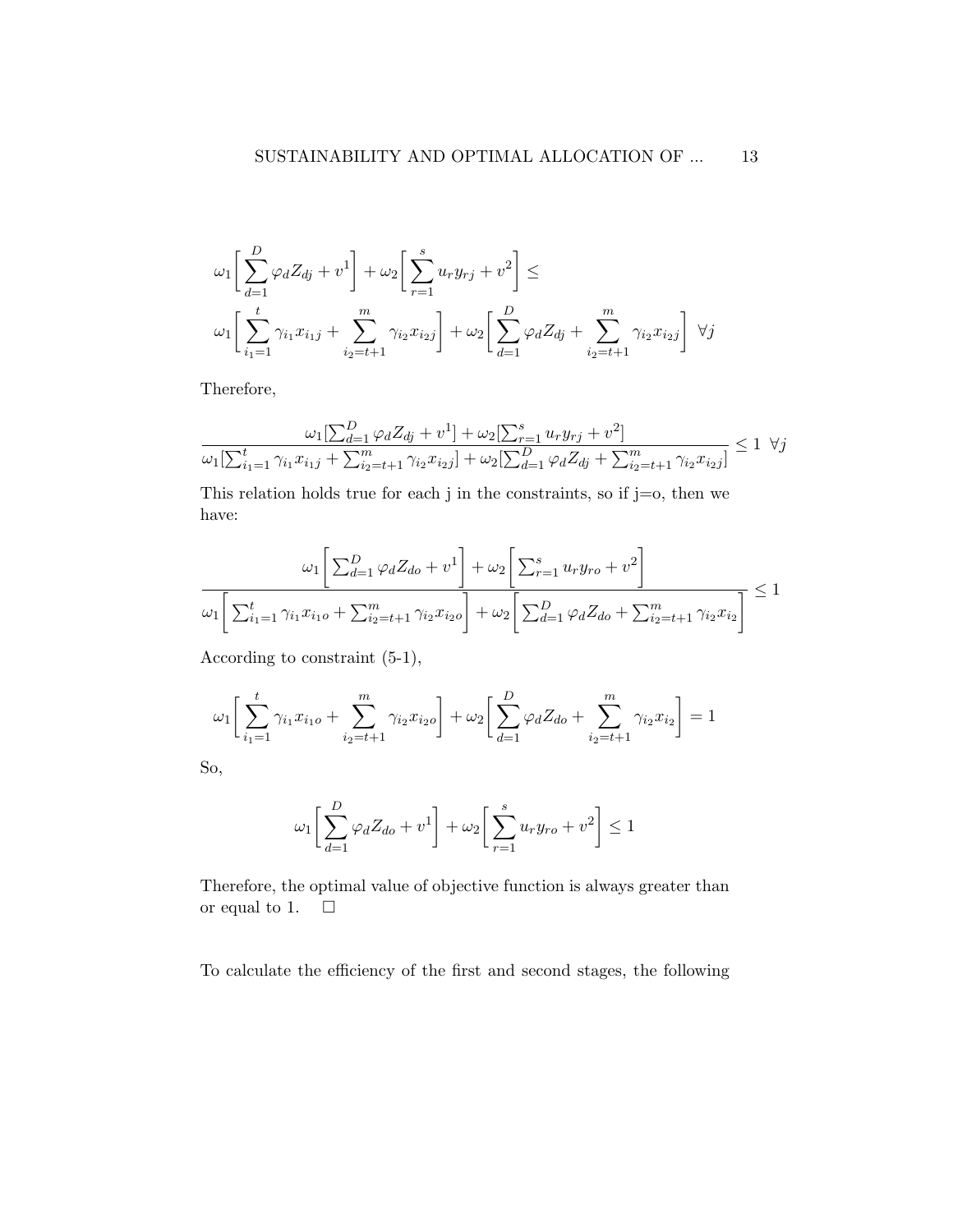$$\omega_1\bigg[\sum_{d=1}^{D}\varphi_d Z_{dj}+v^1\bigg]+\omega_2\bigg[\sum_{r=1}^{s}u_r y_{rj}+v^2\bigg]\leq$$
$$\omega_1\bigg[\sum_{i_1=1}^{t}\gamma_{i_1}x_{i_1 j}+\sum_{i_2=t+1}^{m}\gamma_{i_2}x_{i_2 j}\bigg]+\omega_2\bigg[\sum_{d=1}^{D}\varphi_d Z_{dj}+\sum_{i_2=t+1}^{m}\gamma_{i_2}x_{i_2 j}\bigg]\ \ \forall j$$

Therefore,

$$\frac{\omega_1[\sum_{d=1}^{D}\varphi_d Z_{dj}+v^1]+\omega_2[\sum_{r=1}^{s}u_r y_{rj}+v^2]}{\omega_1[\sum_{i_1=1}^{t}\gamma_{i_1}x_{i_1 j}+\sum_{i_2=t+1}^{m}\gamma_{i_2}x_{i_2 j}]+\omega_2[\sum_{d=1}^{D}\varphi_d Z_{dj}+\sum_{i_2=t+1}^{m}\gamma_{i_2}x_{i_2 j}]}\leq 1\ \ \forall j$$

This relation holds true for each j in the constraints, so if j=o, then we have:

$$\frac{\omega_1\bigg[\sum_{d=1}^{D}\varphi_d Z_{do}+v^1\bigg]+\omega_2\bigg[\sum_{r=1}^{s}u_r y_{ro}+v^2\bigg]}{\omega_1\bigg[\sum_{i_1=1}^{t}\gamma_{i_1}x_{i_1 o}+\sum_{i_2=t+1}^{m}\gamma_{i_2}x_{i_2 o}\bigg]+\omega_2\bigg[\sum_{d=1}^{D}\varphi_d Z_{do}+\sum_{i_2=t+1}^{m}\gamma_{i_2}x_{i_2}\bigg]}\leq 1$$

According to constraint (5-1),

$$\omega_1\bigg[\sum_{i_1=1}^{t}\gamma_{i_1}x_{i_1 o}+\sum_{i_2=t+1}^{m}\gamma_{i_2}x_{i_2 o}\bigg]+\omega_2\bigg[\sum_{d=1}^{D}\varphi_d Z_{do}+\sum_{i_2=t+1}^{m}\gamma_{i_2}x_{i_2}\bigg]=1$$

So,

$$\omega_1\bigg[\sum_{d=1}^{D}\varphi_d Z_{do}+v^1\bigg]+\omega_2\bigg[\sum_{r=1}^{s}u_r y_{ro}+v^2\bigg]\leq 1$$

Therefore, the optimal value of objective function is always greater than or equal to 1. □

To calculate the efficiency of the first and second stages, the following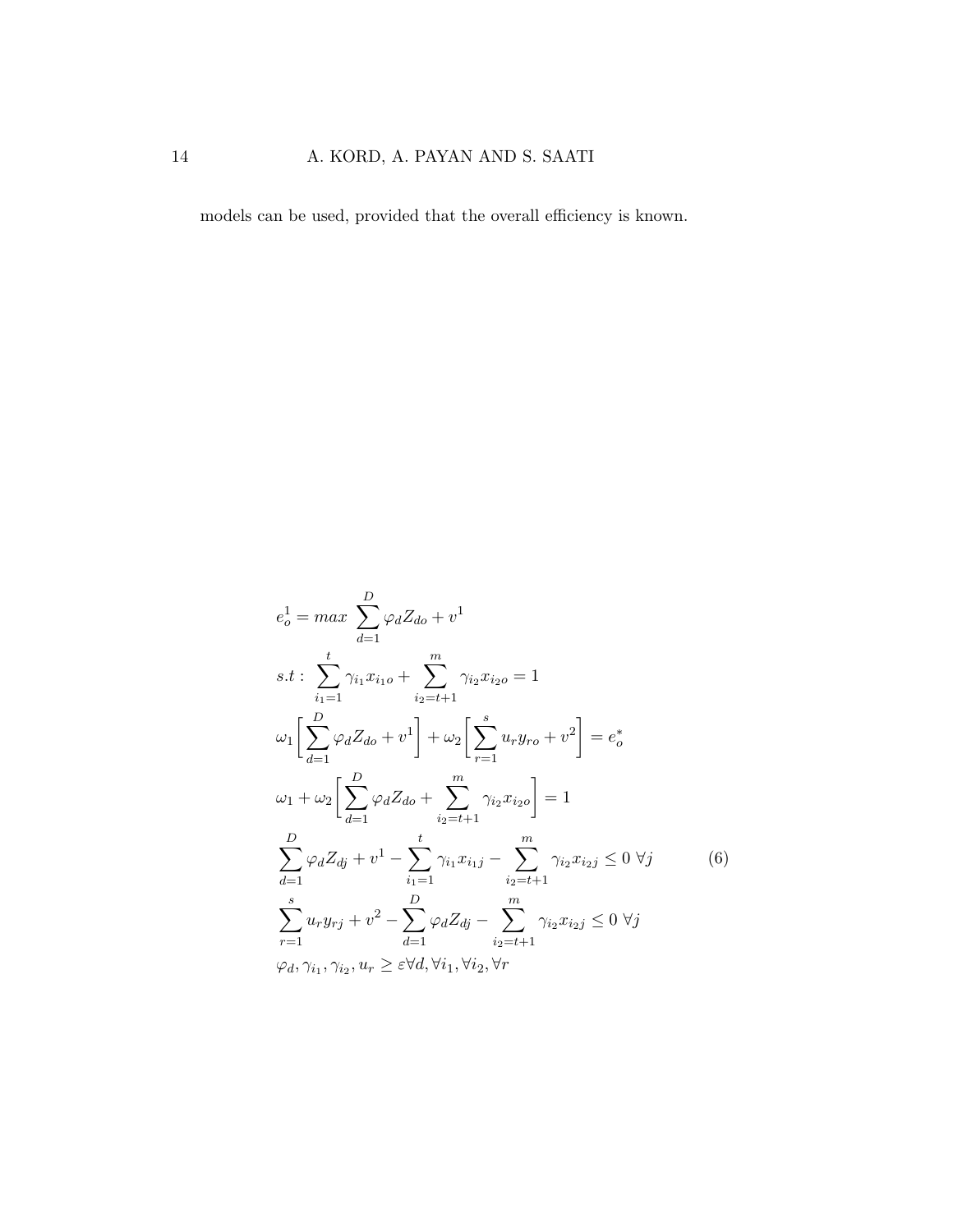models can be used, provided that the overall efficiency is known.

$$
\begin{aligned}
& e_o^1 = max \ \sum_{d=1}^{D} \varphi_d Z_{do} + v^1 \\
& s.t: \ \sum_{i_1=1}^{t} \gamma_{i_1} x_{i_1 o} + \sum_{i_2=t+1}^{m} \gamma_{i_2} x_{i_2 o} = 1 \\
& \omega_1 \bigg[ \sum_{d=1}^{D} \varphi_d Z_{do} + v^1 \bigg] + \omega_2 \bigg[ \sum_{r=1}^{s} u_r y_{ro} + v^2 \bigg] = e_o^* \\
& \omega_1 + \omega_2 \bigg[ \sum_{d=1}^{D} \varphi_d Z_{do} + \sum_{i_2=t+1}^{m} \gamma_{i_2} x_{i_2 o} \bigg] = 1 \\
& \sum_{d=1}^{D} \varphi_d Z_{dj} + v^1 - \sum_{i_1=1}^{t} \gamma_{i_1} x_{i_1 j} - \sum_{i_2=t+1}^{m} \gamma_{i_2} x_{i_2 j} \leq 0 \ \forall j \\
& \sum_{r=1}^{s} u_r y_{rj} + v^2 - \sum_{d=1}^{D} \varphi_d Z_{dj} - \sum_{i_2=t+1}^{m} \gamma_{i_2} x_{i_2 j} \leq 0 \ \forall j \\
& \varphi_d, \gamma_{i_1}, \gamma_{i_2}, u_r \geq \varepsilon \forall d, \forall i_1, \forall i_2, \forall r
\end{aligned}
\tag{6}
$$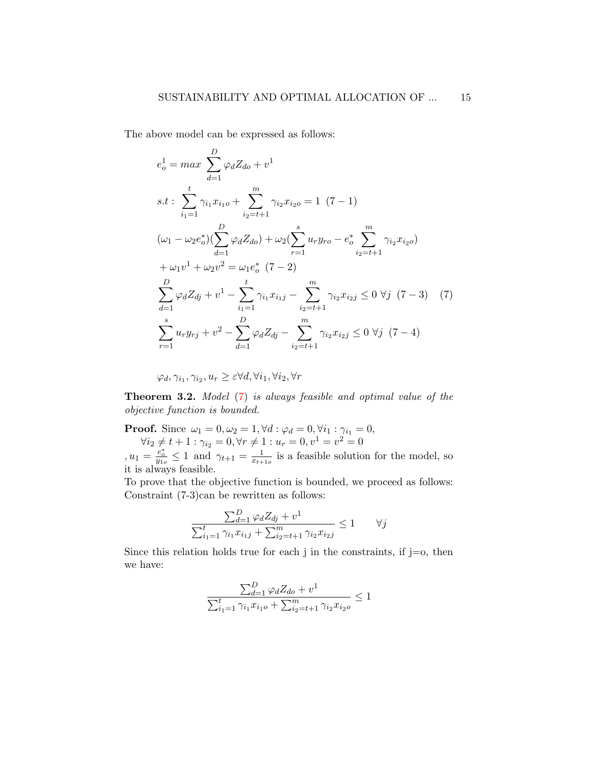The above model can be expressed as follows:

$$
\begin{aligned}
& e_o^1 = max \ \sum_{d=1}^{D} \varphi_d Z_{do} + v^1 \\
& s.t: \ \sum_{i_1=1}^{t} \gamma_{i_1} x_{i_1 o} + \sum_{i_2=t+1}^{m} \gamma_{i_2} x_{i_2 o} = 1 \ \ (7-1) \\
& (\omega_1 - \omega_2 e_o^*)(\sum_{d=1}^{D} \varphi_d Z_{do}) + \omega_2(\sum_{r=1}^{s} u_r y_{ro} - e_o^* \sum_{i_2=t+1}^{m} \gamma_{i_2} x_{i_2 o}) \\
& + \omega_1 v^1 + \omega_2 v^2 = \omega_1 e_o^* \ \ (7-2) \\
& \sum_{d=1}^{D} \varphi_d Z_{dj} + v^1 - \sum_{i_1=1}^{t} \gamma_{i_1} x_{i_1 j} - \sum_{i_2=t+1}^{m} \gamma_{i_2} x_{i_2 j} \leq 0 \ \forall j \ \ (7-3) \qquad (7) \\
& \sum_{r=1}^{s} u_r y_{rj} + v^2 - \sum_{d=1}^{D} \varphi_d Z_{dj} - \sum_{i_2=t+1}^{m} \gamma_{i_2} x_{i_2 j} \leq 0 \ \forall j \ \ (7-4) \\
& \\
& \varphi_d, \gamma_{i_1}, \gamma_{i_2}, u_r \geq \varepsilon \forall d, \forall i_1, \forall i_2, \forall r
\end{aligned}
$$

**Theorem 3.2.** *Model (7) is always feasible and optimal value of the objective function is bounded.*

**Proof.** Since $\omega_1 = 0, \omega_2 = 1, \forall d : \varphi_d = 0, \forall i_1 : \gamma_{i_1} = 0,$
$\forall i_2 \neq t+1 : \gamma_{i_2} = 0, \forall r \neq 1 : u_r = 0, v^1 = v^2 = 0$
$, u_1 = \frac{e_o^*}{y_{1o}} \leq 1$ and $\gamma_{t+1} = \frac{1}{x_{t+1o}}$ is a feasible solution for the model, so it is always feasible.

To prove that the objective function is bounded, we proceed as follows: Constraint (7-3)can be rewritten as follows:

$$
\frac{\sum_{d=1}^{D} \varphi_d Z_{dj} + v^1}{\sum_{i_1=1}^{t} \gamma_{i_1} x_{i_1 j} + \sum_{i_2=t+1}^{m} \gamma_{i_2} x_{i_2 j}} \leq 1 \qquad \forall j
$$

Since this relation holds true for each j in the constraints, if j=o, then we have:

$$
\frac{\sum_{d=1}^{D} \varphi_d Z_{do} + v^1}{\sum_{i_1=1}^{t} \gamma_{i_1} x_{i_1 o} + \sum_{i_2=t+1}^{m} \gamma_{i_2} x_{i_2 o}} \leq 1
$$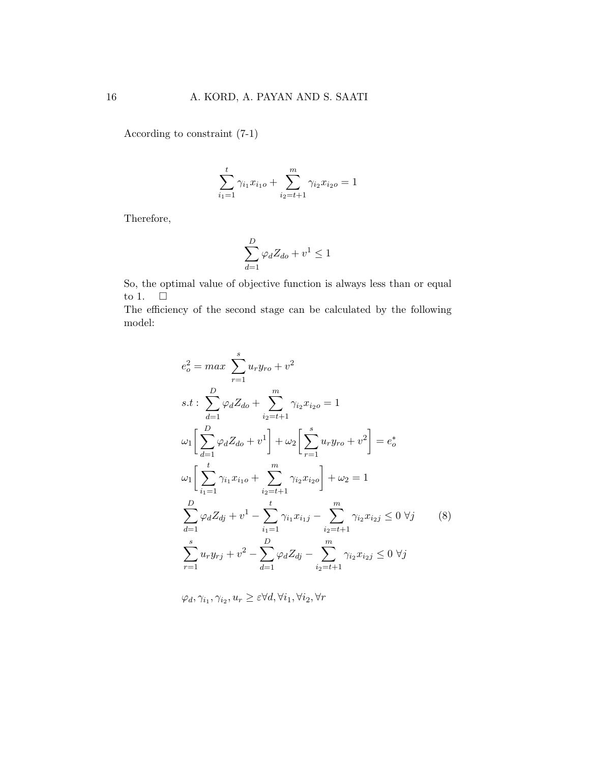According to constraint (7-1)

$$\sum_{i_1=1}^{t} \gamma_{i_1} x_{i_1 o} + \sum_{i_2=t+1}^{m} \gamma_{i_2} x_{i_2 o} = 1$$

Therefore,

$$\sum_{d=1}^{D} \varphi_d Z_{do} + v^1 \leq 1$$

So, the optimal value of objective function is always less than or equal to 1. $\square$

The efficiency of the second stage can be calculated by the following model:

$$
\begin{aligned}
& e_o^2 = max \ \sum_{r=1}^{s} u_r y_{ro} + v^2 \\
& s.t: \ \sum_{d=1}^{D} \varphi_d Z_{do} + \sum_{i_2=t+1}^{m} \gamma_{i_2} x_{i_2 o} = 1 \\
& \omega_1 \Big[ \sum_{d=1}^{D} \varphi_d Z_{do} + v^1 \Big] + \omega_2 \Big[ \sum_{r=1}^{s} u_r y_{ro} + v^2 \Big] = e_o^* \\
& \omega_1 \Big[ \sum_{i_1=1}^{t} \gamma_{i_1} x_{i_1 o} + \sum_{i_2=t+1}^{m} \gamma_{i_2} x_{i_2 o} \Big] + \omega_2 = 1 \\
& \sum_{d=1}^{D} \varphi_d Z_{dj} + v^1 - \sum_{i_1=1}^{t} \gamma_{i_1} x_{i_1 j} - \sum_{i_2=t+1}^{m} \gamma_{i_2} x_{i_2 j} \leq 0 \ \forall j \qquad (8) \\
& \sum_{r=1}^{s} u_r y_{rj} + v^2 - \sum_{d=1}^{D} \varphi_d Z_{dj} - \sum_{i_2=t+1}^{m} \gamma_{i_2} x_{i_2 j} \leq 0 \ \forall j \\
& \\
& \varphi_d, \gamma_{i_1}, \gamma_{i_2}, u_r \geq \varepsilon \forall d, \forall i_1, \forall i_2, \forall r
\end{aligned}
$$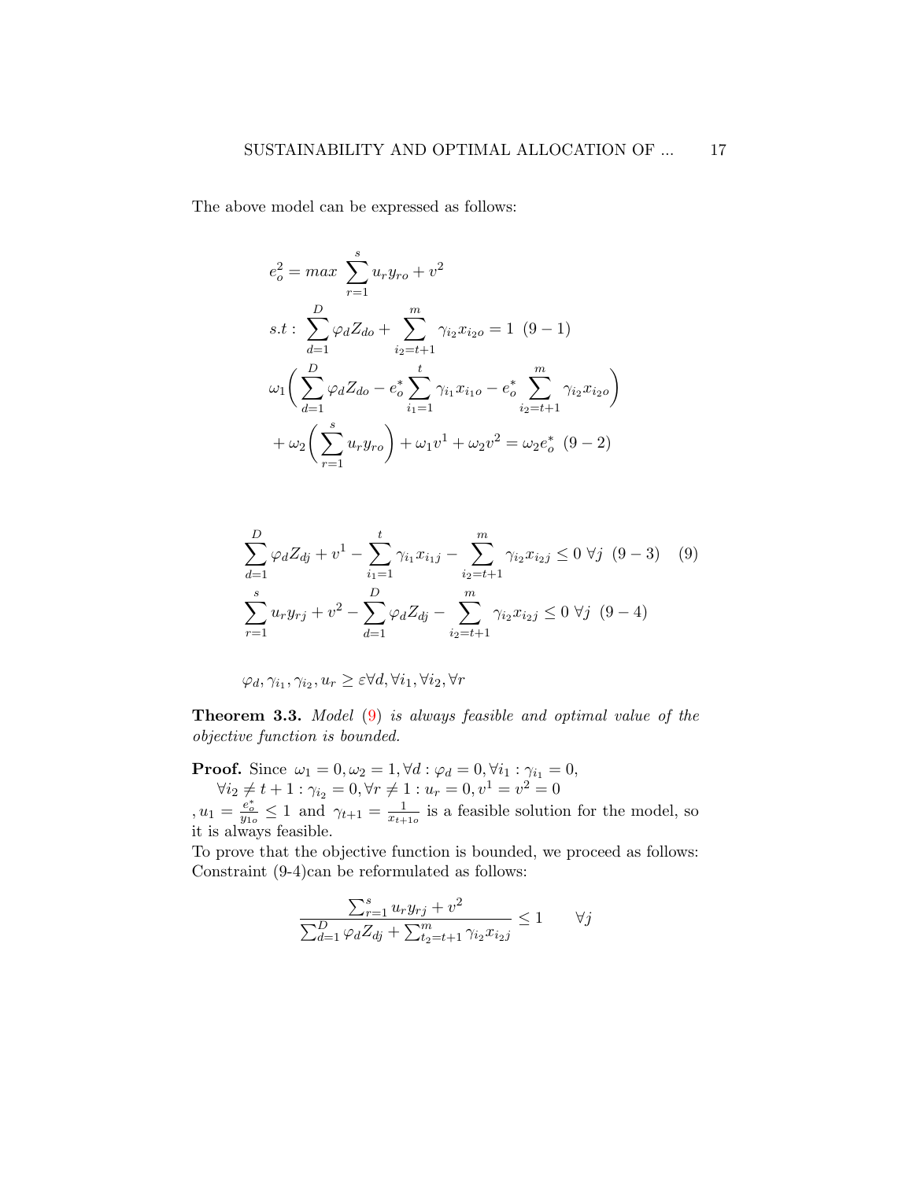The above model can be expressed as follows:

$$
\begin{aligned}
& e_o^2 = max \ \sum_{r=1}^{s} u_r y_{ro} + v^2 \\
& s.t: \ \sum_{d=1}^{D} \varphi_d Z_{do} + \sum_{i_2=t+1}^{m} \gamma_{i_2} x_{i_2 o} = 1 \ \ (9-1) \\
& \omega_1 \bigg( \sum_{d=1}^{D} \varphi_d Z_{do} - e_o^* \sum_{i_1=1}^{t} \gamma_{i_1} x_{i_1 o} - e_o^* \sum_{i_2=t+1}^{m} \gamma_{i_2} x_{i_2 o} \bigg) \\
& \ + \omega_2 \bigg( \sum_{r=1}^{s} u_r y_{ro} \bigg) + \omega_1 v^1 + \omega_2 v^2 = \omega_2 e_o^* \ \ (9-2)
\end{aligned}
$$

$$
\begin{aligned}
& \sum_{d=1}^{D} \varphi_d Z_{dj} + v^1 - \sum_{i_1=1}^{t} \gamma_{i_1} x_{i_1 j} - \sum_{i_2=t+1}^{m} \gamma_{i_2} x_{i_2 j} \leq 0 \ \forall j \ \ (9-3) \\
& \sum_{r=1}^{s} u_r y_{rj} + v^2 - \sum_{d=1}^{D} \varphi_d Z_{dj} - \sum_{i_2=t+1}^{m} \gamma_{i_2} x_{i_2 j} \leq 0 \ \forall j \ \ (9-4)
\end{aligned} \tag{9}
$$

$$
\varphi_d, \gamma_{i_1}, \gamma_{i_2}, u_r \geq \varepsilon \forall d, \forall i_1, \forall i_2, \forall r
$$

**Theorem 3.3.** *Model (9) is always feasible and optimal value of the objective function is bounded.*

**Proof.** Since $\omega_1 = 0, \omega_2 = 1, \forall d : \varphi_d = 0, \forall i_1 : \gamma_{i_1} = 0,$
$\forall i_2 \neq t+1 : \gamma_{i_2} = 0, \forall r \neq 1 : u_r = 0, v^1 = v^2 = 0$
$, u_1 = \frac{e_o^*}{y_{1o}} \leq 1$ and $\gamma_{t+1} = \frac{1}{x_{t+1o}}$ is a feasible solution for the model, so it is always feasible.

To prove that the objective function is bounded, we proceed as follows: Constraint (9-4)can be reformulated as follows:

$$
\frac{\sum_{r=1}^{s} u_r y_{rj} + v^2}{\sum_{d=1}^{D} \varphi_d Z_{dj} + \sum_{t_2=t+1}^{m} \gamma_{i_2} x_{i_2 j}} \leq 1 \qquad \forall j
$$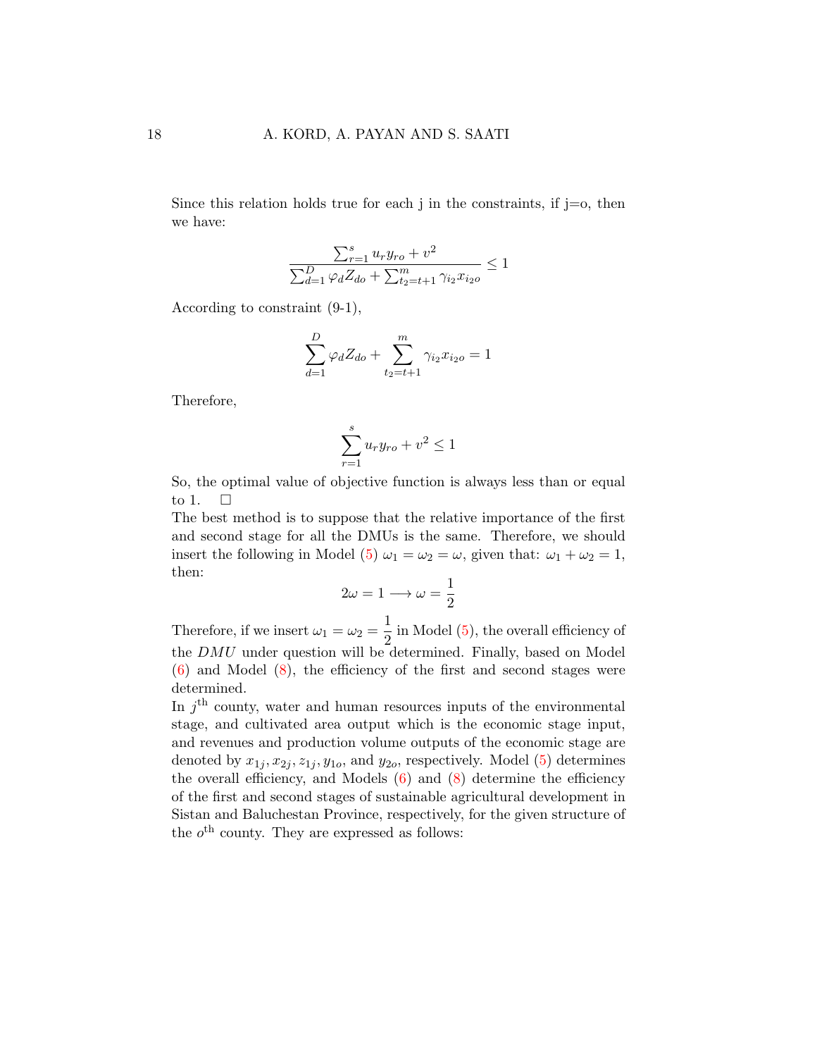Since this relation holds true for each j in the constraints, if j=o, then we have:

$$\frac{\sum_{r=1}^{s} u_r y_{ro} + v^2}{\sum_{d=1}^{D} \varphi_d Z_{do} + \sum_{t_2=t+1}^{m} \gamma_{i_2} x_{i_2 o}} \leq 1$$

According to constraint (9-1),

$$\sum_{d=1}^{D} \varphi_d Z_{do} + \sum_{t_2=t+1}^{m} \gamma_{i_2} x_{i_2 o} = 1$$

Therefore,

$$\sum_{r=1}^{s} u_r y_{ro} + v^2 \leq 1$$

So, the optimal value of objective function is always less than or equal to 1. □

The best method is to suppose that the relative importance of the first and second stage for all the DMUs is the same. Therefore, we should insert the following in Model (5) $\omega_1 = \omega_2 = \omega$, given that: $\omega_1 + \omega_2 = 1$, then:

$$2\omega = 1 \longrightarrow \omega = \frac{1}{2}$$

Therefore, if we insert $\omega_1 = \omega_2 = \frac{1}{2}$ in Model (5), the overall efficiency of the $DMU$ under question will be determined. Finally, based on Model (6) and Model (8), the efficiency of the first and second stages were determined.

In $j^{\text{th}}$ county, water and human resources inputs of the environmental stage, and cultivated area output which is the economic stage input, and revenues and production volume outputs of the economic stage are denoted by $x_{1j}, x_{2j}, z_{1j}, y_{1o}$, and $y_{2o}$, respectively. Model (5) determines the overall efficiency, and Models (6) and (8) determine the efficiency of the first and second stages of sustainable agricultural development in Sistan and Baluchestan Province, respectively, for the given structure of the $o^{\text{th}}$ county. They are expressed as follows: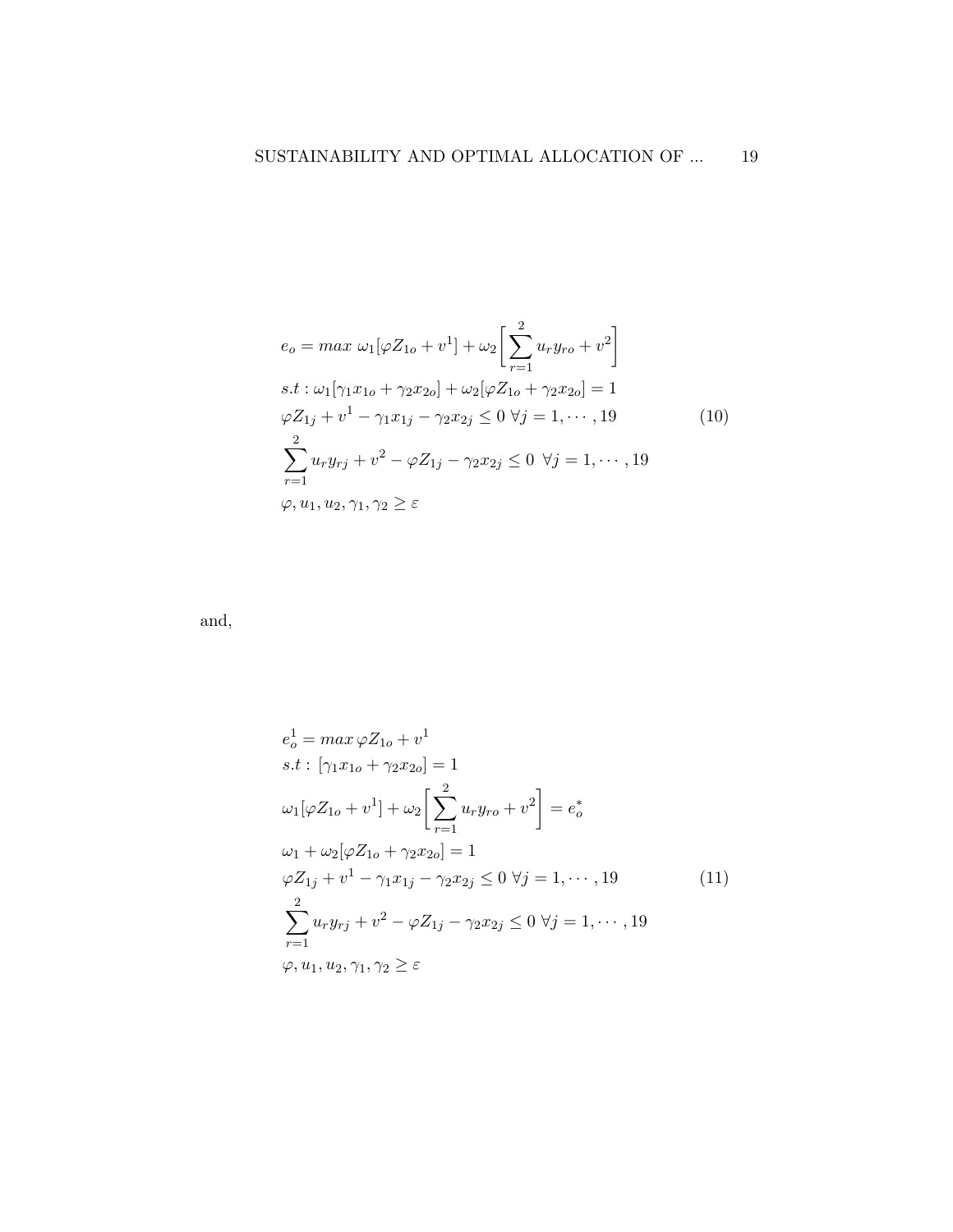$$
\begin{aligned}
& e_o = max\ \omega_1[\varphi Z_{1o} + v^1] + \omega_2\left[\sum_{r=1}^{2} u_r y_{ro} + v^2\right] \\
& s.t: \omega_1[\gamma_1 x_{1o} + \gamma_2 x_{2o}] + \omega_2[\varphi Z_{1o} + \gamma_2 x_{2o}] = 1 \\
& \varphi Z_{1j} + v^1 - \gamma_1 x_{1j} - \gamma_2 x_{2j} \leq 0\ \forall j = 1, \cdots, 19 \\
& \sum_{r=1}^{2} u_r y_{rj} + v^2 - \varphi Z_{1j} - \gamma_2 x_{2j} \leq 0\ \ \forall j = 1, \cdots, 19 \\
& \varphi, u_1, u_2, \gamma_1, \gamma_2 \geq \varepsilon
\end{aligned}
\tag{10}
$$

and,

$$
\begin{aligned}
& e_o^1 = max\ \varphi Z_{1o} + v^1 \\
& s.t:\ [\gamma_1 x_{1o} + \gamma_2 x_{2o}] = 1 \\
& \omega_1[\varphi Z_{1o} + v^1] + \omega_2\left[\sum_{r=1}^{2} u_r y_{ro} + v^2\right] = e_o^* \\
& \omega_1 + \omega_2[\varphi Z_{1o} + \gamma_2 x_{2o}] = 1 \\
& \varphi Z_{1j} + v^1 - \gamma_1 x_{1j} - \gamma_2 x_{2j} \leq 0\ \forall j = 1, \cdots, 19 \\
& \sum_{r=1}^{2} u_r y_{rj} + v^2 - \varphi Z_{1j} - \gamma_2 x_{2j} \leq 0\ \forall j = 1, \cdots, 19 \\
& \varphi, u_1, u_2, \gamma_1, \gamma_2 \geq \varepsilon
\end{aligned}
\tag{11}
$$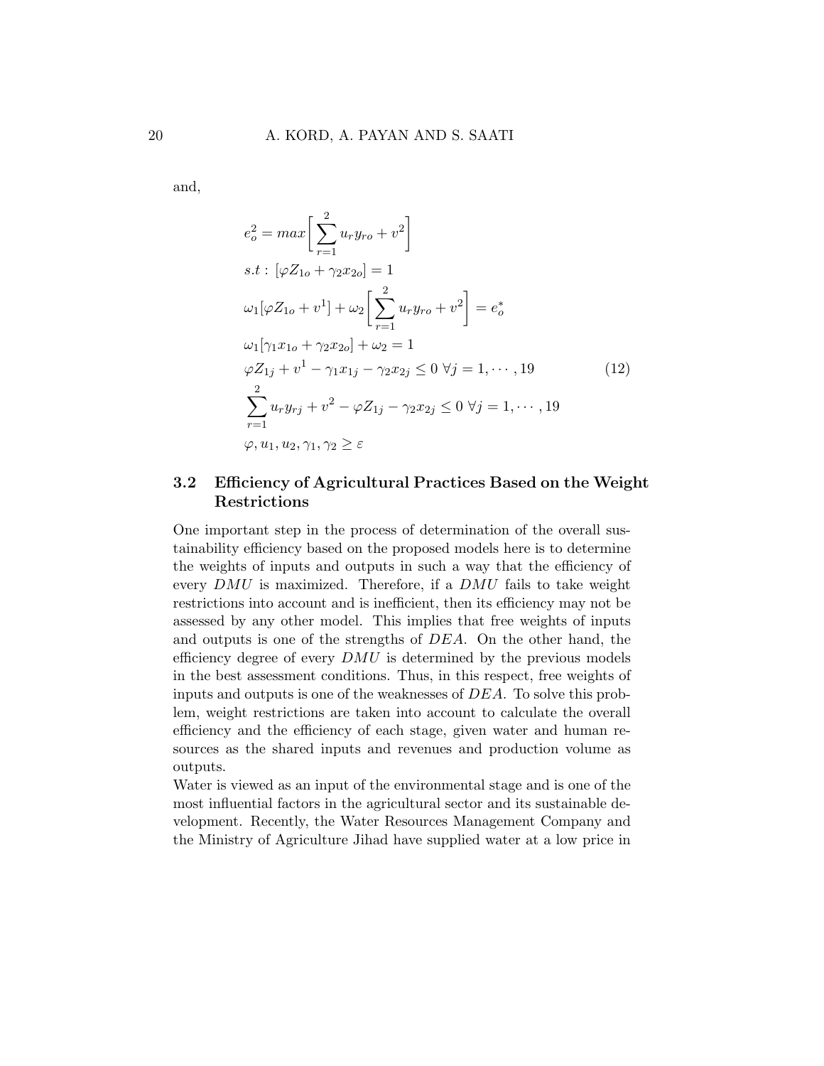and,

$$
\begin{aligned}
& e_o^2 = max\left[\sum_{r=1}^{2} u_r y_{ro} + v^2\right] \\
& s.t: \ [\varphi Z_{1o} + \gamma_2 x_{2o}] = 1 \\
& \omega_1[\varphi Z_{1o} + v^1] + \omega_2\left[\sum_{r=1}^{2} u_r y_{ro} + v^2\right] = e_o^* \\
& \omega_1[\gamma_1 x_{1o} + \gamma_2 x_{2o}] + \omega_2 = 1 \\
& \varphi Z_{1j} + v^1 - \gamma_1 x_{1j} - \gamma_2 x_{2j} \leq 0 \ \forall j = 1, \cdots, 19 \\
& \sum_{r=1}^{2} u_r y_{rj} + v^2 - \varphi Z_{1j} - \gamma_2 x_{2j} \leq 0 \ \forall j = 1, \cdots, 19 \\
& \varphi, u_1, u_2, \gamma_1, \gamma_2 \geq \varepsilon
\end{aligned}
\tag{12}
$$

### 3.2 Efficiency of Agricultural Practices Based on the Weight Restrictions

One important step in the process of determination of the overall sustainability efficiency based on the proposed models here is to determine the weights of inputs and outputs in such a way that the efficiency of every $DMU$ is maximized. Therefore, if a $DMU$ fails to take weight restrictions into account and is inefficient, then its efficiency may not be assessed by any other model. This implies that free weights of inputs and outputs is one of the strengths of $DEA$. On the other hand, the efficiency degree of every $DMU$ is determined by the previous models in the best assessment conditions. Thus, in this respect, free weights of inputs and outputs is one of the weaknesses of $DEA$. To solve this problem, weight restrictions are taken into account to calculate the overall efficiency and the efficiency of each stage, given water and human resources as the shared inputs and revenues and production volume as outputs.

Water is viewed as an input of the environmental stage and is one of the most influential factors in the agricultural sector and its sustainable development. Recently, the Water Resources Management Company and the Ministry of Agriculture Jihad have supplied water at a low price in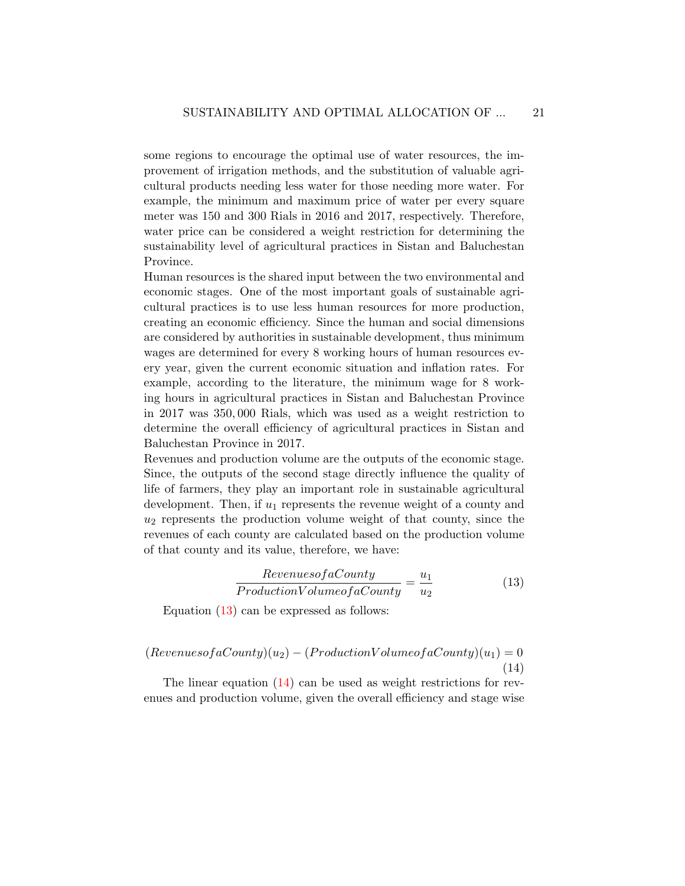some regions to encourage the optimal use of water resources, the improvement of irrigation methods, and the substitution of valuable agricultural products needing less water for those needing more water. For example, the minimum and maximum price of water per every square meter was 150 and 300 Rials in 2016 and 2017, respectively. Therefore, water price can be considered a weight restriction for determining the sustainability level of agricultural practices in Sistan and Baluchestan Province.

Human resources is the shared input between the two environmental and economic stages. One of the most important goals of sustainable agricultural practices is to use less human resources for more production, creating an economic efficiency. Since the human and social dimensions are considered by authorities in sustainable development, thus minimum wages are determined for every 8 working hours of human resources every year, given the current economic situation and inflation rates. For example, according to the literature, the minimum wage for 8 working hours in agricultural practices in Sistan and Baluchestan Province in 2017 was $350,000$ Rials, which was used as a weight restriction to determine the overall efficiency of agricultural practices in Sistan and Baluchestan Province in 2017.

Revenues and production volume are the outputs of the economic stage. Since, the outputs of the second stage directly influence the quality of life of farmers, they play an important role in sustainable agricultural development. Then, if $u_1$ represents the revenue weight of a county and $u_2$ represents the production volume weight of that county, since the revenues of each county are calculated based on the production volume of that county and its value, therefore, we have:

$$\frac{RevenuesofaCounty}{ProductionVolumeofaCounty} = \frac{u_1}{u_2} \tag{13}$$

Equation (13) can be expressed as follows:

$$(RevenuesofaCounty)(u_2) - (ProductionVolumeofaCounty)(u_1) = 0 \tag{14}$$

The linear equation (14) can be used as weight restrictions for revenues and production volume, given the overall efficiency and stage wise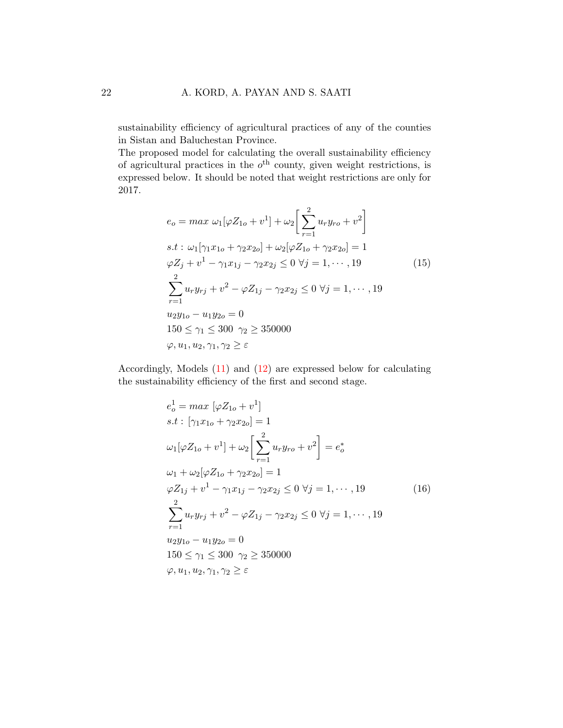sustainability efficiency of agricultural practices of any of the counties in Sistan and Baluchestan Province.

The proposed model for calculating the overall sustainability efficiency of agricultural practices in the $o^{\text{th}}$ county, given weight restrictions, is expressed below. It should be noted that weight restrictions are only for 2017.

$$
\begin{aligned}
& e_o = max\ \omega_1[\varphi Z_{1o} + v^1] + \omega_2\left[\sum_{r=1}^{2} u_r y_{ro} + v^2\right] \\
& s.t:\ \omega_1[\gamma_1 x_{1o} + \gamma_2 x_{2o}] + \omega_2[\varphi Z_{1o} + \gamma_2 x_{2o}] = 1 \\
& \varphi Z_j + v^1 - \gamma_1 x_{1j} - \gamma_2 x_{2j} \leq 0\ \forall j = 1, \cdots, 19 \\
& \sum_{r=1}^{2} u_r y_{rj} + v^2 - \varphi Z_{1j} - \gamma_2 x_{2j} \leq 0\ \forall j = 1, \cdots, 19 \\
& u_2 y_{1o} - u_1 y_{2o} = 0 \\
& 150 \leq \gamma_1 \leq 300\ \ \gamma_2 \geq 350000 \\
& \varphi, u_1, u_2, \gamma_1, \gamma_2 \geq \varepsilon
\end{aligned}
\tag{15}
$$

Accordingly, Models (11) and (12) are expressed below for calculating the sustainability efficiency of the first and second stage.

$$
\begin{aligned}
& e_o^1 = max\ [\varphi Z_{1o} + v^1] \\
& s.t:\ [\gamma_1 x_{1o} + \gamma_2 x_{2o}] = 1 \\
& \omega_1[\varphi Z_{1o} + v^1] + \omega_2\left[\sum_{r=1}^{2} u_r y_{ro} + v^2\right] = e_o^* \\
& \omega_1 + \omega_2[\varphi Z_{1o} + \gamma_2 x_{2o}] = 1 \\
& \varphi Z_{1j} + v^1 - \gamma_1 x_{1j} - \gamma_2 x_{2j} \leq 0\ \forall j = 1, \cdots, 19 \\
& \sum_{r=1}^{2} u_r y_{rj} + v^2 - \varphi Z_{1j} - \gamma_2 x_{2j} \leq 0\ \forall j = 1, \cdots, 19 \\
& u_2 y_{1o} - u_1 y_{2o} = 0 \\
& 150 \leq \gamma_1 \leq 300\ \ \gamma_2 \geq 350000 \\
& \varphi, u_1, u_2, \gamma_1, \gamma_2 \geq \varepsilon
\end{aligned}
\tag{16}
$$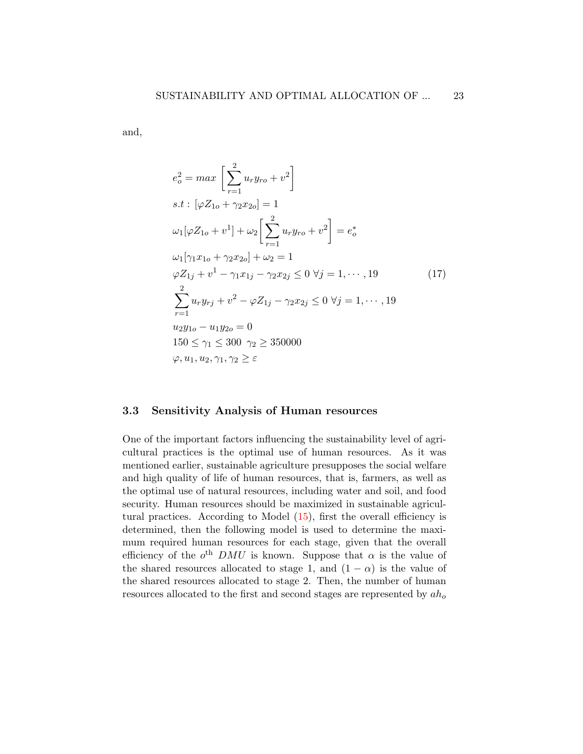and,

$$
\begin{aligned}
& e_o^2 = max\ \left[\sum_{r=1}^{2} u_r y_{ro} + v^2\right] \\
& s.t:\ [\varphi Z_{1o} + \gamma_2 x_{2o}] = 1 \\
& \omega_1[\varphi Z_{1o} + v^1] + \omega_2\left[\sum_{r=1}^{2} u_r y_{ro} + v^2\right] = e_o^* \\
& \omega_1[\gamma_1 x_{1o} + \gamma_2 x_{2o}] + \omega_2 = 1 \\
& \varphi Z_{1j} + v^1 - \gamma_1 x_{1j} - \gamma_2 x_{2j} \leq 0\ \forall j = 1, \cdots, 19 \\
& \sum_{r=1}^{2} u_r y_{rj} + v^2 - \varphi Z_{1j} - \gamma_2 x_{2j} \leq 0\ \forall j = 1, \cdots, 19 \\
& u_2 y_{1o} - u_1 y_{2o} = 0 \\
& 150 \leq \gamma_1 \leq 300\ \ \gamma_2 \geq 350000 \\
& \varphi, u_1, u_2, \gamma_1, \gamma_2 \geq \varepsilon
\end{aligned}
\tag{17}
$$

### 3.3 Sensitivity Analysis of Human resources

One of the important factors influencing the sustainability level of agricultural practices is the optimal use of human resources. As it was mentioned earlier, sustainable agriculture presupposes the social welfare and high quality of life of human resources, that is, farmers, as well as the optimal use of natural resources, including water and soil, and food security. Human resources should be maximized in sustainable agricultural practices. According to Model (15), first the overall efficiency is determined, then the following model is used to determine the maximum required human resources for each stage, given that the overall efficiency of the $o^{\text{th}}$ $DMU$ is known. Suppose that $\alpha$ is the value of the shared resources allocated to stage 1, and $(1 - \alpha)$ is the value of the shared resources allocated to stage 2. Then, the number of human resources allocated to the first and second stages are represented by $ah_o$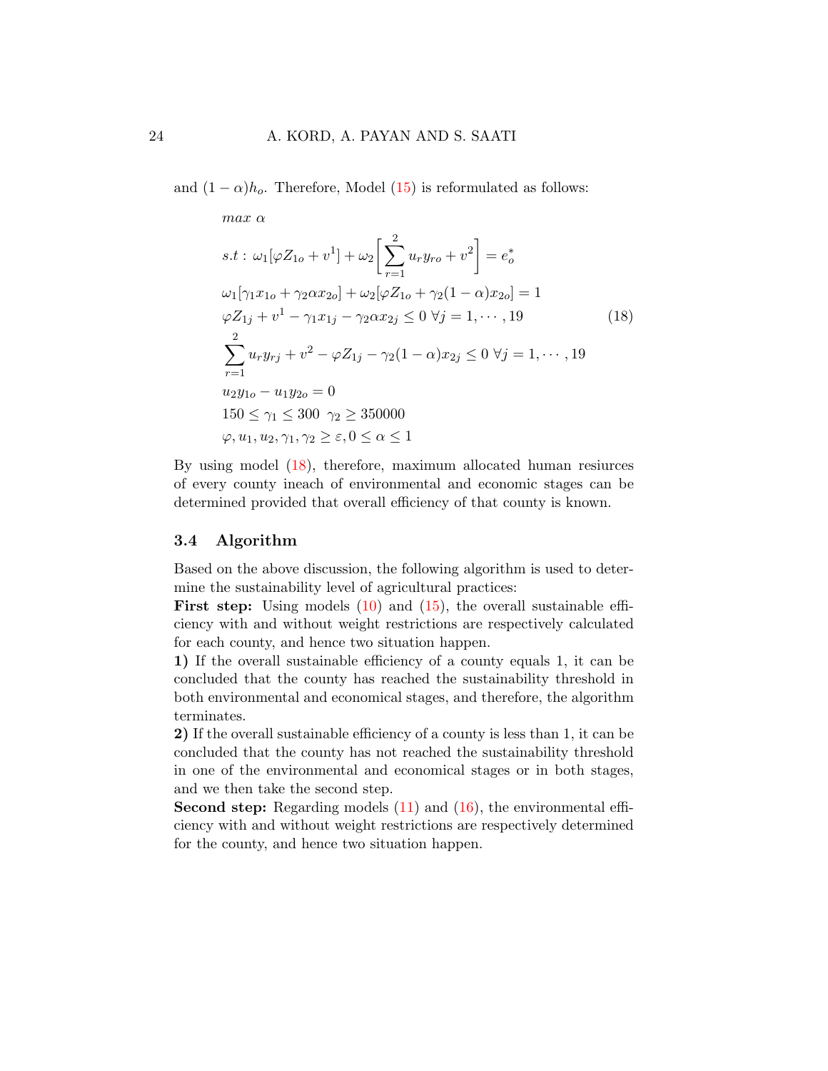and $(1-\alpha)h_o$. Therefore, Model (15) is reformulated as follows:

$$
\begin{aligned}
& max\ \alpha \\
& s.t:\ \omega_1[\varphi Z_{1o} + v^1] + \omega_2\left[\sum_{r=1}^{2} u_r y_{ro} + v^2\right] = e_o^* \\
& \omega_1[\gamma_1 x_{1o} + \gamma_2 \alpha x_{2o}] + \omega_2[\varphi Z_{1o} + \gamma_2(1-\alpha)x_{2o}] = 1 \\
& \varphi Z_{1j} + v^1 - \gamma_1 x_{1j} - \gamma_2 \alpha x_{2j} \leq 0\ \forall j = 1, \cdots, 19 \\
& \sum_{r=1}^{2} u_r y_{rj} + v^2 - \varphi Z_{1j} - \gamma_2(1-\alpha)x_{2j} \leq 0\ \forall j = 1, \cdots, 19 \\
& u_2 y_{1o} - u_1 y_{2o} = 0 \\
& 150 \leq \gamma_1 \leq 300\ \ \gamma_2 \geq 350000 \\
& \varphi, u_1, u_2, \gamma_1, \gamma_2 \geq \varepsilon, 0 \leq \alpha \leq 1
\end{aligned}
\tag{18}
$$

By using model (18), therefore, maximum allocated human resiurces of every county ineach of environmental and economic stages can be determined provided that overall efficiency of that county is known.

### 3.4 Algorithm

Based on the above discussion, the following algorithm is used to determine the sustainability level of agricultural practices:

**First step:** Using models (10) and (15), the overall sustainable efficiency with and without weight restrictions are respectively calculated for each county, and hence two situation happen.

**1)** If the overall sustainable efficiency of a county equals 1, it can be concluded that the county has reached the sustainability threshold in both environmental and economical stages, and therefore, the algorithm terminates.

**2)** If the overall sustainable efficiency of a county is less than 1, it can be concluded that the county has not reached the sustainability threshold in one of the environmental and economical stages or in both stages, and we then take the second step.

**Second step:** Regarding models (11) and (16), the environmental efficiency with and without weight restrictions are respectively determined for the county, and hence two situation happen.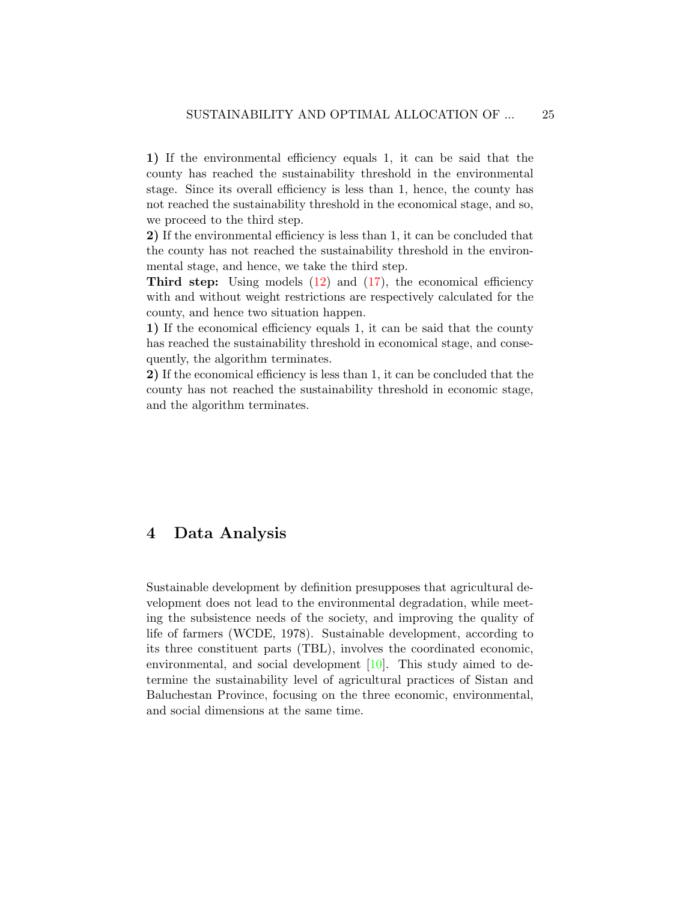**1)** If the environmental efficiency equals 1, it can be said that the county has reached the sustainability threshold in the environmental stage. Since its overall efficiency is less than 1, hence, the county has not reached the sustainability threshold in the economical stage, and so, we proceed to the third step.

**2)** If the environmental efficiency is less than 1, it can be concluded that the county has not reached the sustainability threshold in the environmental stage, and hence, we take the third step.

**Third step:** Using models (12) and (17), the economical efficiency with and without weight restrictions are respectively calculated for the county, and hence two situation happen.

**1)** If the economical efficiency equals 1, it can be said that the county has reached the sustainability threshold in economical stage, and consequently, the algorithm terminates.

**2)** If the economical efficiency is less than 1, it can be concluded that the county has not reached the sustainability threshold in economic stage, and the algorithm terminates.

## 4 Data Analysis

Sustainable development by definition presupposes that agricultural development does not lead to the environmental degradation, while meeting the subsistence needs of the society, and improving the quality of life of farmers (WCDE, 1978). Sustainable development, according to its three constituent parts (TBL), involves the coordinated economic, environmental, and social development [10]. This study aimed to determine the sustainability level of agricultural practices of Sistan and Baluchestan Province, focusing on the three economic, environmental, and social dimensions at the same time.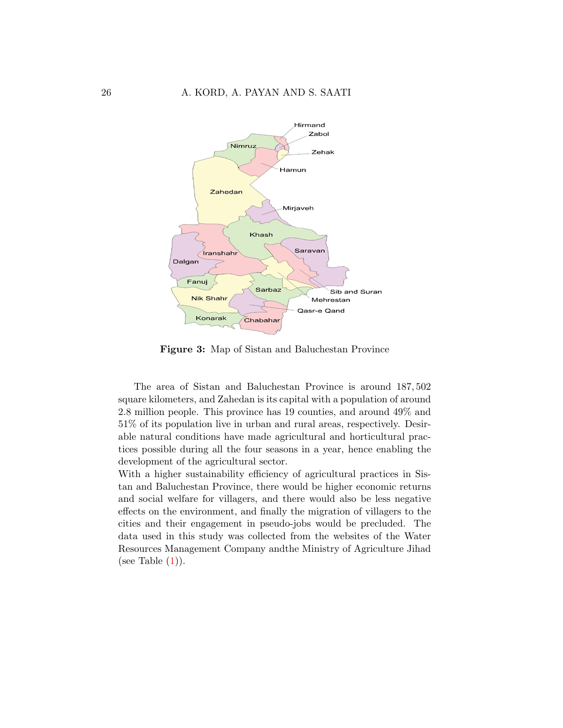**Figure 3:** Map of Sistan and Baluchestan Province

The area of Sistan and Baluchestan Province is around 187,502 square kilometers, and Zahedan is its capital with a population of around 2.8 million people. This province has 19 counties, and around 49% and 51% of its population live in urban and rural areas, respectively. Desirable natural conditions have made agricultural and horticultural practices possible during all the four seasons in a year, hence enabling the development of the agricultural sector.

With a higher sustainability efficiency of agricultural practices in Sistan and Baluchestan Province, there would be higher economic returns and social welfare for villagers, and there would also be less negative effects on the environment, and finally the migration of villagers to the cities and their engagement in pseudo-jobs would be precluded. The data used in this study was collected from the websites of the Water Resources Management Company andthe Ministry of Agriculture Jihad (see Table (1)).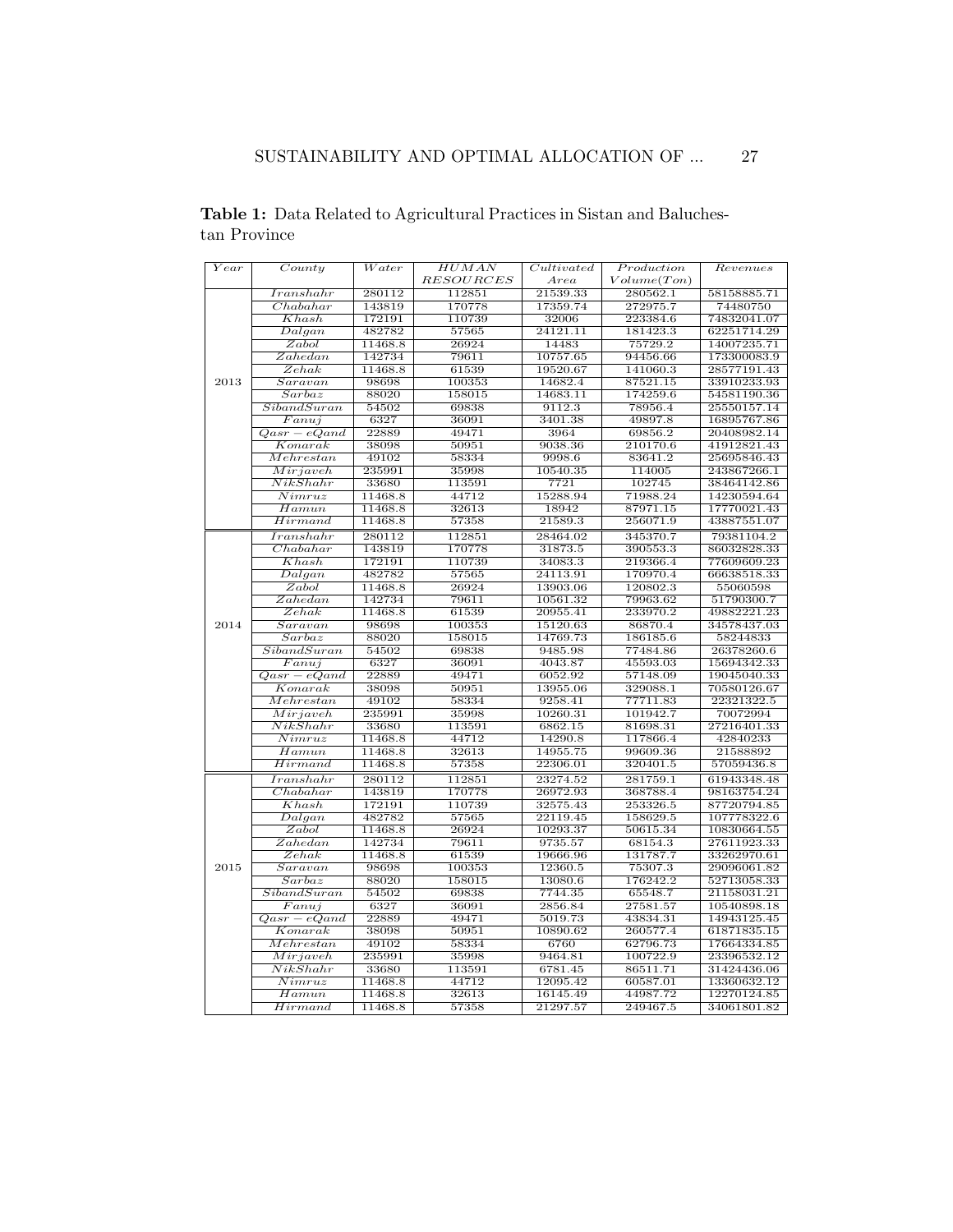**Table 1:** Data Related to Agricultural Practices in Sistan and Baluchestan Province

| $Year$ | $County$ | $Water$ | $HUMAN$ $RESOURCES$ | $Cultivated$ $Area$ | $Production$ $Volume(Ton)$ | $Revenues$ |
|---|---|---|---|---|---|---|
| 2013 | $Iranshahr$ | 280112 | 112851 | 21539.33 | 280562.1 | 58158885.71 |
| | $Chabahar$ | 143819 | 170778 | 17359.74 | 272975.7 | 74480750 |
| | $Khash$ | 172191 | 110739 | 32006 | 223384.6 | 74832041.07 |
| | $Dalgan$ | 482782 | 57565 | 24121.11 | 181423.3 | 62251714.29 |
| | $Zabol$ | 11468.8 | 26924 | 14483 | 75729.2 | 14007235.71 |
| | $Zahedan$ | 142734 | 79611 | 10757.65 | 94456.66 | 173300083.9 |
| | $Zehak$ | 11468.8 | 61539 | 19520.67 | 141060.3 | 28577191.43 |
| | $Saravan$ | 98698 | 100353 | 14682.4 | 87521.15 | 33910233.93 |
| | $Sarbaz$ | 88020 | 158015 | 14683.11 | 174259.6 | 54581190.36 |
| | $SibandSuran$ | 54502 | 69838 | 9112.3 | 78956.4 | 25550157.14 |
| | $Fanuj$ | 6327 | 36091 | 3401.38 | 49897.8 | 16895767.86 |
| | $Qasr-eQand$ | 22889 | 49471 | 3964 | 69856.2 | 20408982.14 |
| | $Konarak$ | 38098 | 50951 | 9038.36 | 210170.6 | 41912821.43 |
| | $Mehrestan$ | 49102 | 58334 | 9998.6 | 83641.2 | 25695846.43 |
| | $Mirjaveh$ | 235991 | 35998 | 10540.35 | 114005 | 243867266.1 |
| | $NikShahr$ | 33680 | 113591 | 7721 | 102745 | 38464142.86 |
| | $Nimruz$ | 11468.8 | 44712 | 15288.94 | 71988.24 | 14230594.64 |
| | $Hamun$ | 11468.8 | 32613 | 18942 | 87971.15 | 17770021.43 |
| | $Hirmand$ | 11468.8 | 57358 | 21589.3 | 256071.9 | 43887551.07 |
| 2014 | $Iranshahr$ | 280112 | 112851 | 28464.02 | 345370.7 | 79381104.2 |
| | $Chabahar$ | 143819 | 170778 | 31873.5 | 390553.3 | 86032828.33 |
| | $Khash$ | 172191 | 110739 | 34083.3 | 219366.4 | 77609609.23 |
| | $Dalgan$ | 482782 | 57565 | 24113.91 | 170970.4 | 66638518.33 |
| | $Zabol$ | 11468.8 | 26924 | 13903.06 | 120802.3 | 55060598 |
| | $Zahedan$ | 142734 | 79611 | 10561.32 | 79963.62 | 51790300.7 |
| | $Zehak$ | 11468.8 | 61539 | 20955.41 | 233970.2 | 49882221.23 |
| | $Saravan$ | 98698 | 100353 | 15120.63 | 86870.4 | 34578437.03 |
| | $Sarbaz$ | 88020 | 158015 | 14769.73 | 186185.6 | 58244833 |
| | $SibandSuran$ | 54502 | 69838 | 9485.98 | 77484.86 | 26378260.6 |
| | $Fanuj$ | 6327 | 36091 | 4043.87 | 45593.03 | 15694342.33 |
| | $Qasr-eQand$ | 22889 | 49471 | 6052.92 | 57148.09 | 19045040.33 |
| | $Konarak$ | 38098 | 50951 | 13955.06 | 329088.1 | 70580126.67 |
| | $Mehrestan$ | 49102 | 58334 | 9258.41 | 77711.83 | 22321322.5 |
| | $Mirjaveh$ | 235991 | 35998 | 10260.31 | 101942.7 | 70072994 |
| | $NikShahr$ | 33680 | 113591 | 6862.15 | 81698.31 | 27216401.33 |
| | $Nimruz$ | 11468.8 | 44712 | 14290.8 | 117866.4 | 42840233 |
| | $Hamun$ | 11468.8 | 32613 | 14955.75 | 99609.36 | 21588892 |
| | $Hirmand$ | 11468.8 | 57358 | 22306.01 | 320401.5 | 57059436.8 |
| 2015 | $Iranshahr$ | 280112 | 112851 | 23274.52 | 281759.1 | 61943348.48 |
| | $Chabahar$ | 143819 | 170778 | 26972.93 | 368788.4 | 98163754.24 |
| | $Khash$ | 172191 | 110739 | 32575.43 | 253326.5 | 87720794.85 |
| | $Dalgan$ | 482782 | 57565 | 22119.45 | 158629.5 | 107778322.6 |
| | $Zabol$ | 11468.8 | 26924 | 10293.37 | 50615.34 | 10830664.55 |
| | $Zahedan$ | 142734 | 79611 | 9735.57 | 68154.3 | 27611923.33 |
| | $Zehak$ | 11468.8 | 61539 | 19666.96 | 131787.7 | 33262970.61 |
| | $Saravan$ | 98698 | 100353 | 12360.5 | 75307.3 | 29096061.82 |
| | $Sarbaz$ | 88020 | 158015 | 13080.6 | 176242.2 | 52713058.33 |
| | $SibandSuran$ | 54502 | 69838 | 7744.35 | 65548.7 | 21158031.21 |
| | $Fanuj$ | 6327 | 36091 | 2856.84 | 27581.57 | 10540898.18 |
| | $Qasr-eQand$ | 22889 | 49471 | 5019.73 | 43834.31 | 14943125.45 |
| | $Konarak$ | 38098 | 50951 | 10890.62 | 260577.4 | 61871835.15 |
| | $Mehrestan$ | 49102 | 58334 | 6760 | 62796.73 | 17664334.85 |
| | $Mirjaveh$ | 235991 | 35998 | 9464.81 | 100722.9 | 23396532.12 |
| | $NikShahr$ | 33680 | 113591 | 6781.45 | 86511.71 | 31424436.06 |
| | $Nimruz$ | 11468.8 | 44712 | 12095.42 | 60587.01 | 13360632.12 |
| | $Hamun$ | 11468.8 | 32613 | 16145.49 | 44987.72 | 12270124.85 |
| | $Hirmand$ | 11468.8 | 57358 | 21297.57 | 249467.5 | 34061801.82 |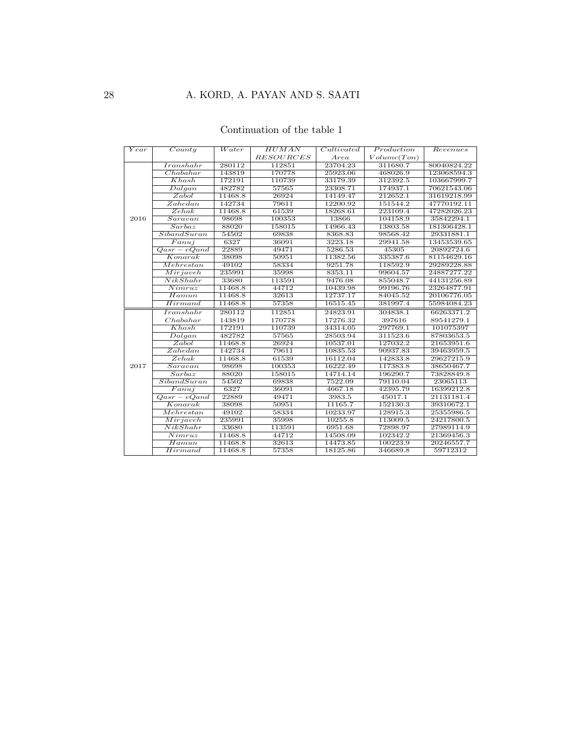Continuation of the table 1

| Year | County | Water | HUMAN RESOURCES | Cultivated Area | Production Volume(Ton) | Revenues |
|---|---|---|---|---|---|---|
| 2016 | Iranshahr | 280112 | 112851 | 23704.23 | 311680.7 | 80040824.22 |
| | Chabahar | 143819 | 170778 | 25923.06 | 468026.9 | 123068594.3 |
| | Khash | 172191 | 110739 | 33179.39 | 312392.5 | 103667999.7 |
| | Dalgan | 482782 | 57565 | 23308.71 | 174937.1 | 70621543.06 |
| | Zabol | 11468.8 | 26924 | 14149.47 | 212652.1 | 31619218.99 |
| | Zahedan | 142734 | 79611 | 12200.92 | 151544.2 | 47770192.11 |
| | Zehak | 11468.8 | 61539 | 18268.61 | 223109.4 | 47282026.23 |
| | Saravan | 98698 | 100353 | 13866 | 104158.9 | 35842294.1 |
| | Sarbaz | 88020 | 158015 | 14966.43 | 13803.58 | 181306428.1 |
| | SibandSuran | 54502 | 69838 | 8368.83 | 98568.42 | 29331881.1 |
| | Fanuj | 6327 | 36091 | 3223.18 | 29941.58 | 13453539.65 |
| | Qasr − eQand | 22889 | 49471 | 5286.53 | 45305 | 20892724.6 |
| | Konarak | 38098 | 50951 | 11382.56 | 335387.6 | 81154629.16 |
| | Mehrestan | 49102 | 58334 | 9251.78 | 118592.9 | 29289228.88 |
| | Mirjaveh | 235991 | 35998 | 8353.11 | 99604.57 | 24887277.22 |
| | NikShahr | 33680 | 113591 | 9476.08 | 855048.7 | 44131256.89 |
| | Nimruz | 11468.8 | 44712 | 10439.98 | 99196.76 | 23264877.91 |
| | Hamun | 11468.8 | 32613 | 12737.17 | 84045.52 | 20106776.05 |
| | Hirmand | 11468.8 | 57358 | 16515.45 | 381997.4 | 55984084.23 |
| 2017 | Iranshahr | 280112 | 112851 | 24823.91 | 304838.1 | 66263371.2 |
| | Chabahar | 143819 | 170778 | 17276.32 | 397616 | 89541279.1 |
| | Khash | 172191 | 110739 | 34314.05 | 297769.1 | 101075397 |
| | Dalgan | 482782 | 57565 | 28503.94 | 311523.6 | 87803653.5 |
| | Zabol | 11468.8 | 26924 | 10537.01 | 127032.2 | 21653951.6 |
| | Zahedan | 142734 | 79611 | 10835.53 | 90937.83 | 39463959.5 |
| | Zehak | 11468.8 | 61539 | 16112.04 | 142833.8 | 29627215.9 |
| | Saravan | 98698 | 100353 | 16222.49 | 117383.8 | 38650467.7 |
| | Sarbaz | 88020 | 158015 | 14714.14 | 196290.7 | 73828849.8 |
| | SibandSuran | 54502 | 69838 | 7522.09 | 79110.04 | 23065113 |
| | Fanuj | 6327 | 36091 | 4667.18 | 42395.79 | 16399212.8 |
| | Qasr − eQand | 22889 | 49471 | 3983.5 | 45017.1 | 21131181.4 |
| | Konarak | 38098 | 50951 | 11165.7 | 152130.3 | 39310672.1 |
| | Mehrestan | 49102 | 58334 | 10233.97 | 128915.3 | 25355986.5 |
| | Mirjaveh | 235991 | 35998 | 10255.8 | 113009.5 | 24217800.5 |
| | NikShahr | 33680 | 113591 | 6951.68 | 72898.97 | 27989114.9 |
| | Nimruz | 11468.8 | 44712 | 14508.09 | 102342.2 | 21369456.3 |
| | Hamun | 11468.8 | 32613 | 14473.85 | 100223.9 | 20246557.7 |
| | Hirmand | 11468.8 | 57358 | 18125.86 | 346689.8 | 59712312 |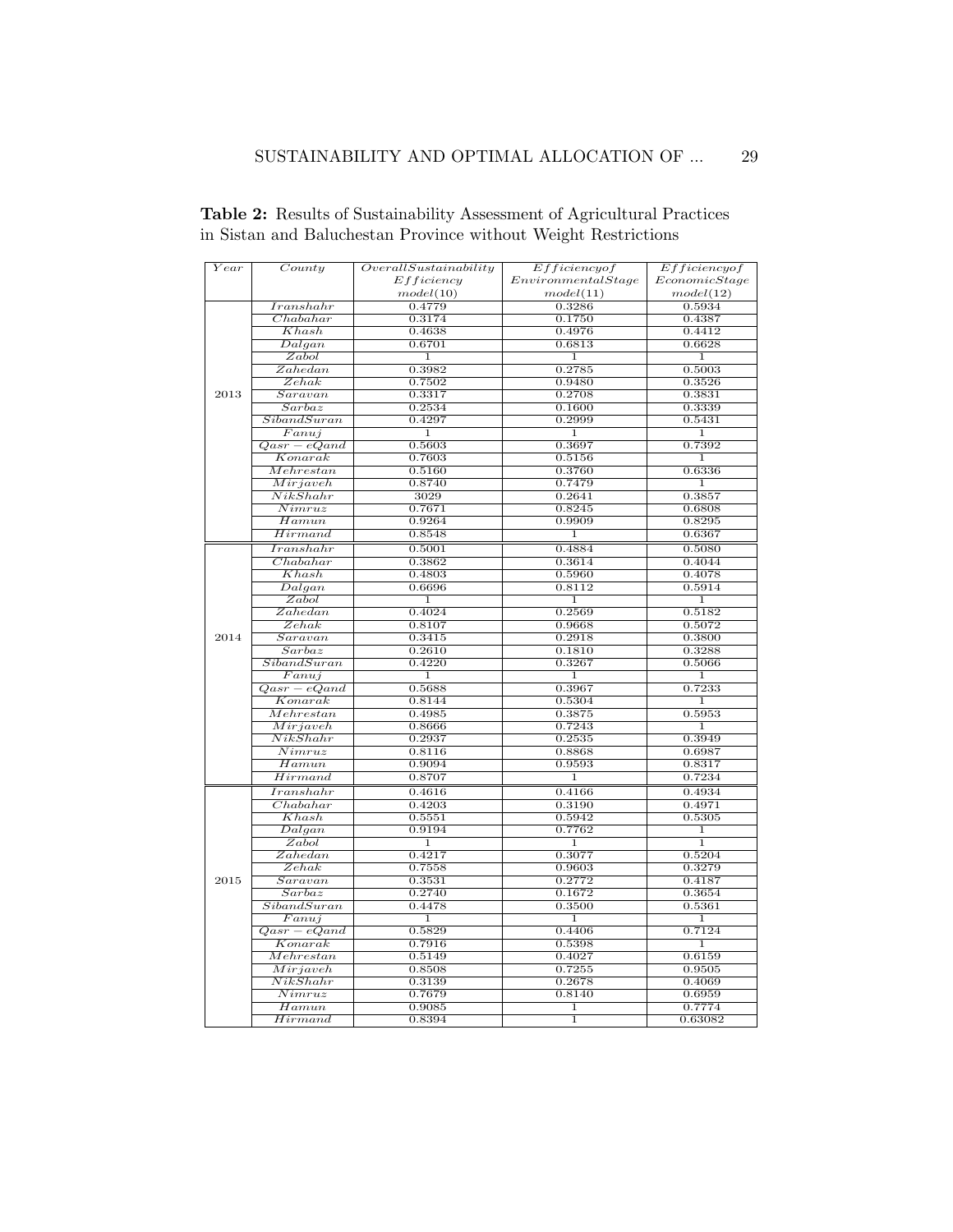**Table 2:** Results of Sustainability Assessment of Agricultural Practices in Sistan and Baluchestan Province without Weight Restrictions

| $Year$ | $County$ | $Overall Sustainability$ $Efficiency$ $model(10)$ | $Efficiency of$ $Environmental Stage$ $model(11)$ | $Efficiency of$ $Economic Stage$ $model(12)$ |
|---|---|---|---|---|
| 2013 | $Iranshahr$ | 0.4779 | 0.3286 | 0.5934 |
| | $Chabahar$ | 0.3174 | 0.1750 | 0.4387 |
| | $Khash$ | 0.4638 | 0.4976 | 0.4412 |
| | $Dalgan$ | 0.6701 | 0.6813 | 0.6628 |
| | $Zabol$ | 1 | 1 | 1 |
| | $Zahedan$ | 0.3982 | 0.2785 | 0.5003 |
| | $Zehak$ | 0.7502 | 0.9480 | 0.3526 |
| | $Saravan$ | 0.3317 | 0.2708 | 0.3831 |
| | $Sarbaz$ | 0.2534 | 0.1600 | 0.3339 |
| | $SibandSuran$ | 0.4297 | 0.2999 | 0.5431 |
| | $Fanuj$ | 1 | 1 | 1 |
| | $Qasr-eQand$ | 0.5603 | 0.3697 | 0.7392 |
| | $Konarak$ | 0.7603 | 0.5156 | 1 |
| | $Mehrestan$ | 0.5160 | 0.3760 | 0.6336 |
| | $Mirjaveh$ | 0.8740 | 0.7479 | 1 |
| | $NikShahr$ | 3029 | 0.2641 | 0.3857 |
| | $Nimruz$ | 0.7671 | 0.8245 | 0.6808 |
| | $Hamun$ | 0.9264 | 0.9909 | 0.8295 |
| | $Hirmand$ | 0.8548 | 1 | 0.6367 |
| 2014 | $Iranshahr$ | 0.5001 | 0.4884 | 0.5080 |
| | $Chabahar$ | 0.3862 | 0.3614 | 0.4044 |
| | $Khash$ | 0.4803 | 0.5960 | 0.4078 |
| | $Dalgan$ | 0.6696 | 0.8112 | 0.5914 |
| | $Zabol$ | 1 | 1 | 1 |
| | $Zahedan$ | 0.4024 | 0.2569 | 0.5182 |
| | $Zehak$ | 0.8107 | 0.9668 | 0.5072 |
| | $Saravan$ | 0.3415 | 0.2918 | 0.3800 |
| | $Sarbaz$ | 0.2610 | 0.1810 | 0.3288 |
| | $SibandSuran$ | 0.4220 | 0.3267 | 0.5066 |
| | $Fanuj$ | 1 | 1 | 1 |
| | $Qasr-eQand$ | 0.5688 | 0.3967 | 0.7233 |
| | $Konarak$ | 0.8144 | 0.5304 | 1 |
| | $Mehrestan$ | 0.4985 | 0.3875 | 0.5953 |
| | $Mirjaveh$ | 0.8666 | 0.7243 | 1 |
| | $NikShahr$ | 0.2937 | 0.2535 | 0.3949 |
| | $Nimruz$ | 0.8116 | 0.8868 | 0.6987 |
| | $Hamun$ | 0.9094 | 0.9593 | 0.8317 |
| | $Hirmand$ | 0.8707 | 1 | 0.7234 |
| 2015 | $Iranshahr$ | 0.4616 | 0.4166 | 0.4934 |
| | $Chabahar$ | 0.4203 | 0.3190 | 0.4971 |
| | $Khash$ | 0.5551 | 0.5942 | 0.5305 |
| | $Dalgan$ | 0.9194 | 0.7762 | 1 |
| | $Zabol$ | 1 | 1 | 1 |
| | $Zahedan$ | 0.4217 | 0.3077 | 0.5204 |
| | $Zehak$ | 0.7558 | 0.9603 | 0.3279 |
| | $Saravan$ | 0.3531 | 0.2772 | 0.4187 |
| | $Sarbaz$ | 0.2740 | 0.1672 | 0.3654 |
| | $SibandSuran$ | 0.4478 | 0.3500 | 0.5361 |
| | $Fanuj$ | 1 | 1 | 1 |
| | $Qasr-eQand$ | 0.5829 | 0.4406 | 0.7124 |
| | $Konarak$ | 0.7916 | 0.5398 | 1 |
| | $Mehrestan$ | 0.5149 | 0.4027 | 0.6159 |
| | $Mirjaveh$ | 0.8508 | 0.7255 | 0.9505 |
| | $NikShahr$ | 0.3139 | 0.2678 | 0.4069 |
| | $Nimruz$ | 0.7679 | 0.8140 | 0.6959 |
| | $Hamun$ | 0.9085 | 1 | 0.7774 |
| | $Hirmand$ | 0.8394 | 1 | 0.63082 |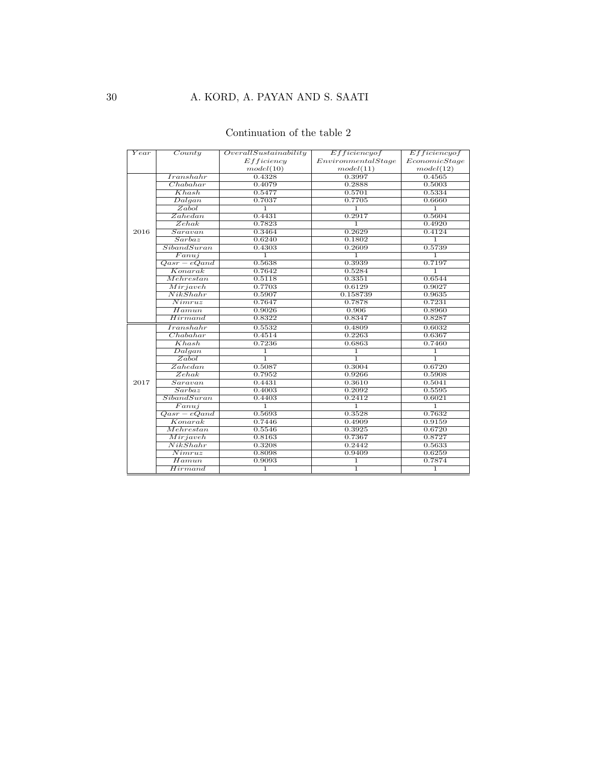Continuation of the table 2

| Year | County | Overall Sustainability Efficiency model(10) | Efficiency of Environmental Stage model(11) | Efficiency of Economic Stage model(12) |
|---|---|---|---|---|
| 2016 | Iranshahr | 0.4328 | 0.3997 | 0.4565 |
| | Chabahar | 0.4079 | 0.2888 | 0.5003 |
| | Khash | 0.5477 | 0.5701 | 0.5334 |
| | Dalgan | 0.7037 | 0.7705 | 0.6660 |
| | Zabol | 1 | 1 | 1 |
| | Zahedan | 0.4431 | 0.2917 | 0.5604 |
| | Zehak | 0.7823 | 1 | 0.4920 |
| | Saravan | 0.3464 | 0.2629 | 0.4124 |
| | Sarbaz | 0.6240 | 0.1802 | 1 |
| | SibandSuran | 0.4303 | 0.2609 | 0.5739 |
| | Fanuj | 1 | 1 | 1 |
| | Qasr − eQand | 0.5638 | 0.3939 | 0.7197 |
| | Konarak | 0.7642 | 0.5284 | 1 |
| | Mehrestan | 0.5118 | 0.3351 | 0.6544 |
| | Mirjaveh | 0.7703 | 0.6129 | 0.9027 |
| | NikShahr | 0.5907 | 0.158739 | 0.9635 |
| | Nimruz | 0.7647 | 0.7878 | 0.7231 |
| | Hamun | 0.9026 | 0.906 | 0.8960 |
| | Hirmand | 0.8322 | 0.8347 | 0.8287 |
| 2017 | Iranshahr | 0.5532 | 0.4809 | 0.6032 |
| | Chabahar | 0.4514 | 0.2263 | 0.6367 |
| | Khash | 0.7236 | 0.6863 | 0.7460 |
| | Dalgan | 1 | 1 | 1 |
| | Zabol | 1 | 1 | 1 |
| | Zahedan | 0.5087 | 0.3004 | 0.6720 |
| | Zehak | 0.7952 | 0.9266 | 0.5908 |
| | Saravan | 0.4431 | 0.3610 | 0.5041 |
| | Sarbaz | 0.4003 | 0.2092 | 0.5595 |
| | SibandSuran | 0.4403 | 0.2412 | 0.6021 |
| | Fanuj | 1 | 1 | 1 |
| | Qasr − eQand | 0.5693 | 0.3528 | 0.7632 |
| | Konarak | 0.7446 | 0.4909 | 0.9159 |
| | Mehrestan | 0.5546 | 0.3925 | 0.6720 |
| | Mirjaveh | 0.8163 | 0.7367 | 0.8727 |
| | NikShahr | 0.3208 | 0.2442 | 0.5633 |
| | Nimruz | 0.8098 | 0.9409 | 0.6259 |
| | Hamun | 0.9093 | 1 | 0.7874 |
| | Hirmand | 1 | 1 | 1 |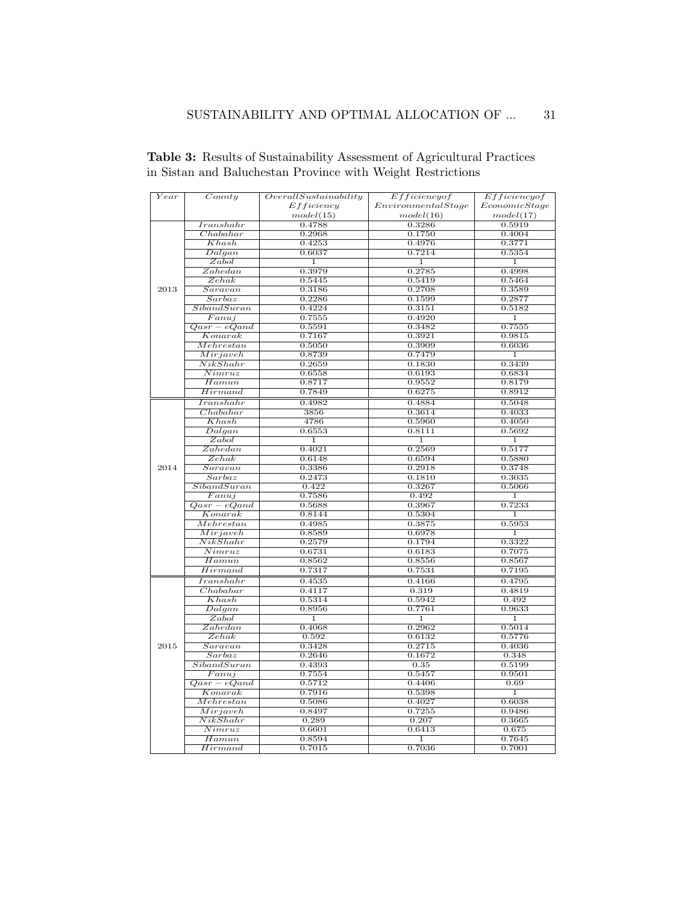**Table 3:** Results of Sustainability Assessment of Agricultural Practices in Sistan and Baluchestan Province with Weight Restrictions

| Year | County | Overall Sustainability Efficiency model(15) | Efficiency of Environmental Stage model(16) | Efficiency of Economic Stage model(17) |
|---|---|---|---|---|
| 2013 | Iranshahr | 0.4788 | 0.3286 | 0.5919 |
| | Chabahar | 0.2968 | 0.1750 | 0.4004 |
| | Khash | 0.4253 | 0.4976 | 0.3771 |
| | Dalgan | 0.6037 | 0.7214 | 0.5354 |
| | Zabol | 1 | 1 | 1 |
| | Zahedan | 0.3979 | 0.2785 | 0.4998 |
| | Zehak | 0.5445 | 0.5419 | 0.5464 |
| | Saravan | 0.3186 | 0.2708 | 0.3589 |
| | Sarbaz | 0.2286 | 0.1599 | 0.2877 |
| | SibandSuran | 0.4224 | 0.3151 | 0.5182 |
| | Fanuj | 0.7555 | 0.4920 | 1 |
| | Qasr − eQand | 0.5591 | 0.3482 | 0.7555 |
| | Konarak | 0.7167 | 0.3921 | 0.9815 |
| | Mehrestan | 0.5050 | 0.3909 | 0.6036 |
| | Mirjaveh | 0.8739 | 0.7479 | 1 |
| | NikShahr | 0.2659 | 0.1830 | 0.3439 |
| | Nimruz | 0.6558 | 0.6193 | 0.6834 |
| | Hamun | 0.8717 | 0.9552 | 0.8179 |
| | Hirmand | 0.7849 | 0.6275 | 0.8912 |
| 2014 | Iranshahr | 0.4982 | 0.4884 | 0.5048 |
| | Chabahar | 3856 | 0.3614 | 0.4033 |
| | Khash | 4786 | 0.5960 | 0.4050 |
| | Dalgan | 0.6553 | 0.8111 | 0.5692 |
| | Zabol | 1 | 1 | 1 |
| | Zahedan | 0.4021 | 0.2569 | 0.5177 |
| | Zehak | 0.6148 | 0.6594 | 0.5880 |
| | Saravan | 0.3386 | 0.2918 | 0.3748 |
| | Sarbaz | 0.2473 | 0.1810 | 0.3035 |
| | SibandSuran | 0.422 | 0.3267 | 0.5066 |
| | Fanuj | 0.7586 | 0.492 | 1 |
| | Qasr − eQand | 0.5688 | 0.3967 | 0.7233 |
| | Konarak | 0.8144 | 0.5304 | 1 |
| | Mehrestan | 0.4985 | 0.3875 | 0.5953 |
| | Mirjaveh | 0.8589 | 0.6978 | 1 |
| | NikShahr | 0.2579 | 0.1794 | 0.3322 |
| | Nimruz | 0.6731 | 0.6183 | 0.7075 |
| | Hamun | 0.8562 | 0.8556 | 0.8567 |
| | Hirmand | 0.7317 | 0.7531 | 0.7195 |
| 2015 | Iranshahr | 0.4535 | 0.4166 | 0.4795 |
| | Chabahar | 0.4117 | 0.319 | 0.4819 |
| | Khash | 0.5314 | 0.5942 | 0.492 |
| | Dalgan | 0.8956 | 0.7761 | 0.9633 |
| | Zabol | 1 | 1 | 1 |
| | Zahedan | 0.4068 | 0.2962 | 0.5014 |
| | Zehak | 0.592 | 0.6132 | 0.5776 |
| | Saravan | 0.3428 | 0.2715 | 0.4036 |
| | Sarbaz | 0.2646 | 0.1672 | 0.348 |
| | SibandSuran | 0.4393 | 0.35 | 0.5199 |
| | Fanuj | 0.7554 | 0.5457 | 0.9501 |
| | Qasr − eQand | 0.5712 | 0.4406 | 0.69 |
| | Konarak | 0.7916 | 0.5398 | 1 |
| | Mehrestan | 0.5086 | 0.4027 | 0.6038 |
| | Mirjaveh | 0.8497 | 0.7255 | 0.9486 |
| | NikShahr | 0.289 | 0.207 | 0.3665 |
| | Nimruz | 0.6601 | 0.6413 | 0.675 |
| | Hamun | 0.8594 | 1 | 0.7645 |
| | Hirmand | 0.7015 | 0.7036 | 0.7001 |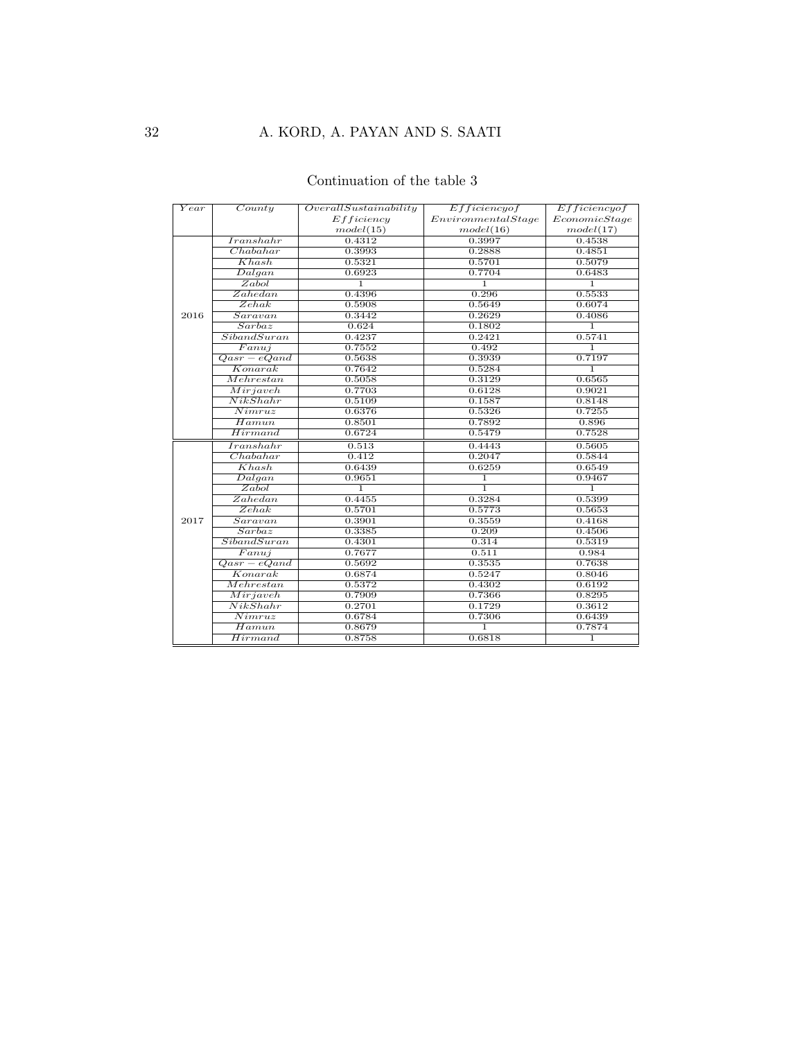Continuation of the table 3

| Year | County | Overall Sustainability Efficiency model(15) | Efficiency of Environmental Stage model(16) | Efficiency of Economic Stage model(17) |
|---|---|---|---|---|
| 2016 | Iranshahr | 0.4312 | 0.3997 | 0.4538 |
| | Chabahar | 0.3993 | 0.2888 | 0.4851 |
| | Khash | 0.5321 | 0.5701 | 0.5079 |
| | Dalgan | 0.6923 | 0.7704 | 0.6483 |
| | Zabol | 1 | 1 | 1 |
| | Zahedan | 0.4396 | 0.296 | 0.5533 |
| | Zehak | 0.5908 | 0.5649 | 0.6074 |
| | Saravan | 0.3442 | 0.2629 | 0.4086 |
| | Sarbaz | 0.624 | 0.1802 | 1 |
| | SibandSuran | 0.4237 | 0.2421 | 0.5741 |
| | Fanuj | 0.7552 | 0.492 | 1 |
| | Qasr − eQand | 0.5638 | 0.3939 | 0.7197 |
| | Konarak | 0.7642 | 0.5284 | 1 |
| | Mehrestan | 0.5058 | 0.3129 | 0.6565 |
| | Mirjaveh | 0.7703 | 0.6128 | 0.9021 |
| | NikShahr | 0.5109 | 0.1587 | 0.8148 |
| | Nimruz | 0.6376 | 0.5326 | 0.7255 |
| | Hamun | 0.8501 | 0.7892 | 0.896 |
| | Hirmand | 0.6724 | 0.5479 | 0.7528 |
| 2017 | Iranshahr | 0.513 | 0.4443 | 0.5605 |
| | Chabahar | 0.412 | 0.2047 | 0.5844 |
| | Khash | 0.6439 | 0.6259 | 0.6549 |
| | Dalgan | 0.9651 | 1 | 0.9467 |
| | Zabol | 1 | 1 | 1 |
| | Zahedan | 0.4455 | 0.3284 | 0.5399 |
| | Zehak | 0.5701 | 0.5773 | 0.5653 |
| | Saravan | 0.3901 | 0.3559 | 0.4168 |
| | Sarbaz | 0.3385 | 0.209 | 0.4506 |
| | SibandSuran | 0.4301 | 0.314 | 0.5319 |
| | Fanuj | 0.7677 | 0.511 | 0.984 |
| | Qasr − eQand | 0.5692 | 0.3535 | 0.7638 |
| | Konarak | 0.6874 | 0.5247 | 0.8046 |
| | Mehrestan | 0.5372 | 0.4302 | 0.6192 |
| | Mirjaveh | 0.7909 | 0.7366 | 0.8295 |
| | NikShahr | 0.2701 | 0.1729 | 0.3612 |
| | Nimruz | 0.6784 | 0.7306 | 0.6439 |
| | Hamun | 0.8679 | 1 | 0.7874 |
| | Hirmand | 0.8758 | 0.6818 | 1 |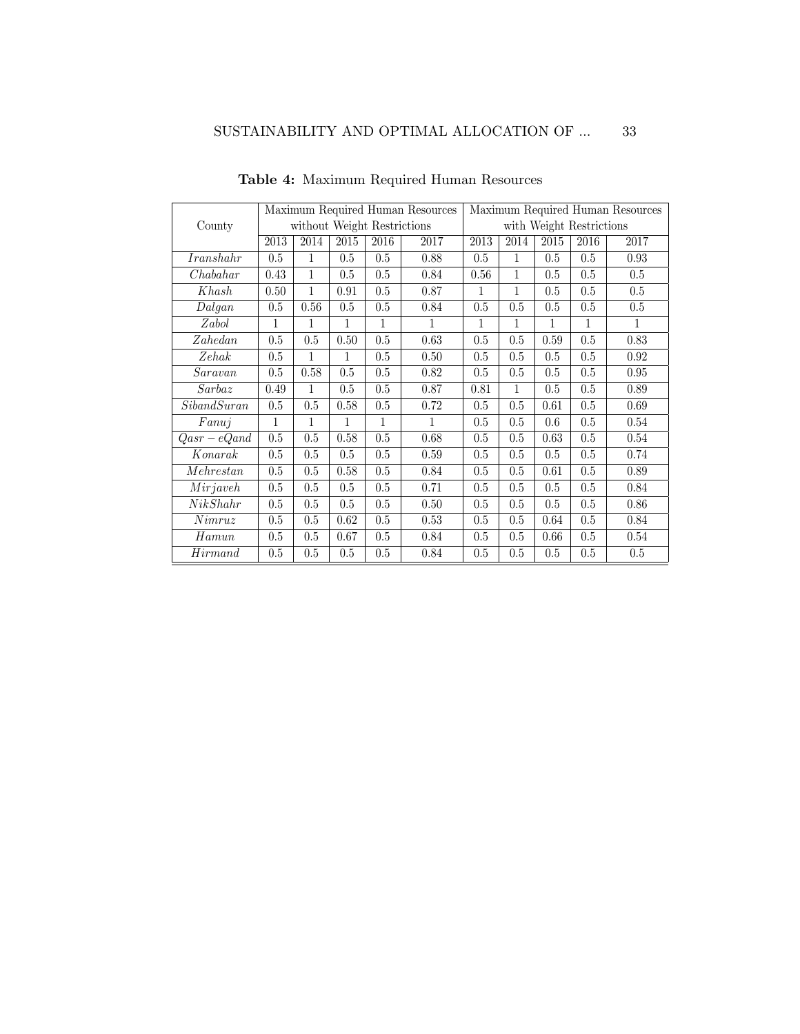**Table 4:** Maximum Required Human Resources

| County | Maximum Required Human Resources without Weight Restrictions | | | | | Maximum Required Human Resources with Weight Restrictions | | | | |
|---|---|---|---|---|---|---|---|---|---|---|
| | 2013 | 2014 | 2015 | 2016 | 2017 | 2013 | 2014 | 2015 | 2016 | 2017 |
| *Iranshahr* | 0.5 | 1 | 0.5 | 0.5 | 0.88 | 0.5 | 1 | 0.5 | 0.5 | 0.93 |
| *Chabahar* | 0.43 | 1 | 0.5 | 0.5 | 0.84 | 0.56 | 1 | 0.5 | 0.5 | 0.5 |
| *Khash* | 0.50 | 1 | 0.91 | 0.5 | 0.87 | 1 | 1 | 0.5 | 0.5 | 0.5 |
| *Dalgan* | 0.5 | 0.56 | 0.5 | 0.5 | 0.84 | 0.5 | 0.5 | 0.5 | 0.5 | 0.5 |
| *Zabol* | 1 | 1 | 1 | 1 | 1 | 1 | 1 | 1 | 1 | 1 |
| *Zahedan* | 0.5 | 0.5 | 0.50 | 0.5 | 0.63 | 0.5 | 0.5 | 0.59 | 0.5 | 0.83 |
| *Zehak* | 0.5 | 1 | 1 | 0.5 | 0.50 | 0.5 | 0.5 | 0.5 | 0.5 | 0.92 |
| *Saravan* | 0.5 | 0.58 | 0.5 | 0.5 | 0.82 | 0.5 | 0.5 | 0.5 | 0.5 | 0.95 |
| *Sarbaz* | 0.49 | 1 | 0.5 | 0.5 | 0.87 | 0.81 | 1 | 0.5 | 0.5 | 0.89 |
| *SibandSuran* | 0.5 | 0.5 | 0.58 | 0.5 | 0.72 | 0.5 | 0.5 | 0.61 | 0.5 | 0.69 |
| *Fanuj* | 1 | 1 | 1 | 1 | 1 | 0.5 | 0.5 | 0.6 | 0.5 | 0.54 |
| $Qasr-eQand$ | 0.5 | 0.5 | 0.58 | 0.5 | 0.68 | 0.5 | 0.5 | 0.63 | 0.5 | 0.54 |
| *Konarak* | 0.5 | 0.5 | 0.5 | 0.5 | 0.59 | 0.5 | 0.5 | 0.5 | 0.5 | 0.74 |
| *Mehrestan* | 0.5 | 0.5 | 0.58 | 0.5 | 0.84 | 0.5 | 0.5 | 0.61 | 0.5 | 0.89 |
| *Mirjaveh* | 0.5 | 0.5 | 0.5 | 0.5 | 0.71 | 0.5 | 0.5 | 0.5 | 0.5 | 0.84 |
| *NikShahr* | 0.5 | 0.5 | 0.5 | 0.5 | 0.50 | 0.5 | 0.5 | 0.5 | 0.5 | 0.86 |
| *Nimruz* | 0.5 | 0.5 | 0.62 | 0.5 | 0.53 | 0.5 | 0.5 | 0.64 | 0.5 | 0.84 |
| *Hamun* | 0.5 | 0.5 | 0.67 | 0.5 | 0.84 | 0.5 | 0.5 | 0.66 | 0.5 | 0.54 |
| *Hirmand* | 0.5 | 0.5 | 0.5 | 0.5 | 0.84 | 0.5 | 0.5 | 0.5 | 0.5 | 0.5 |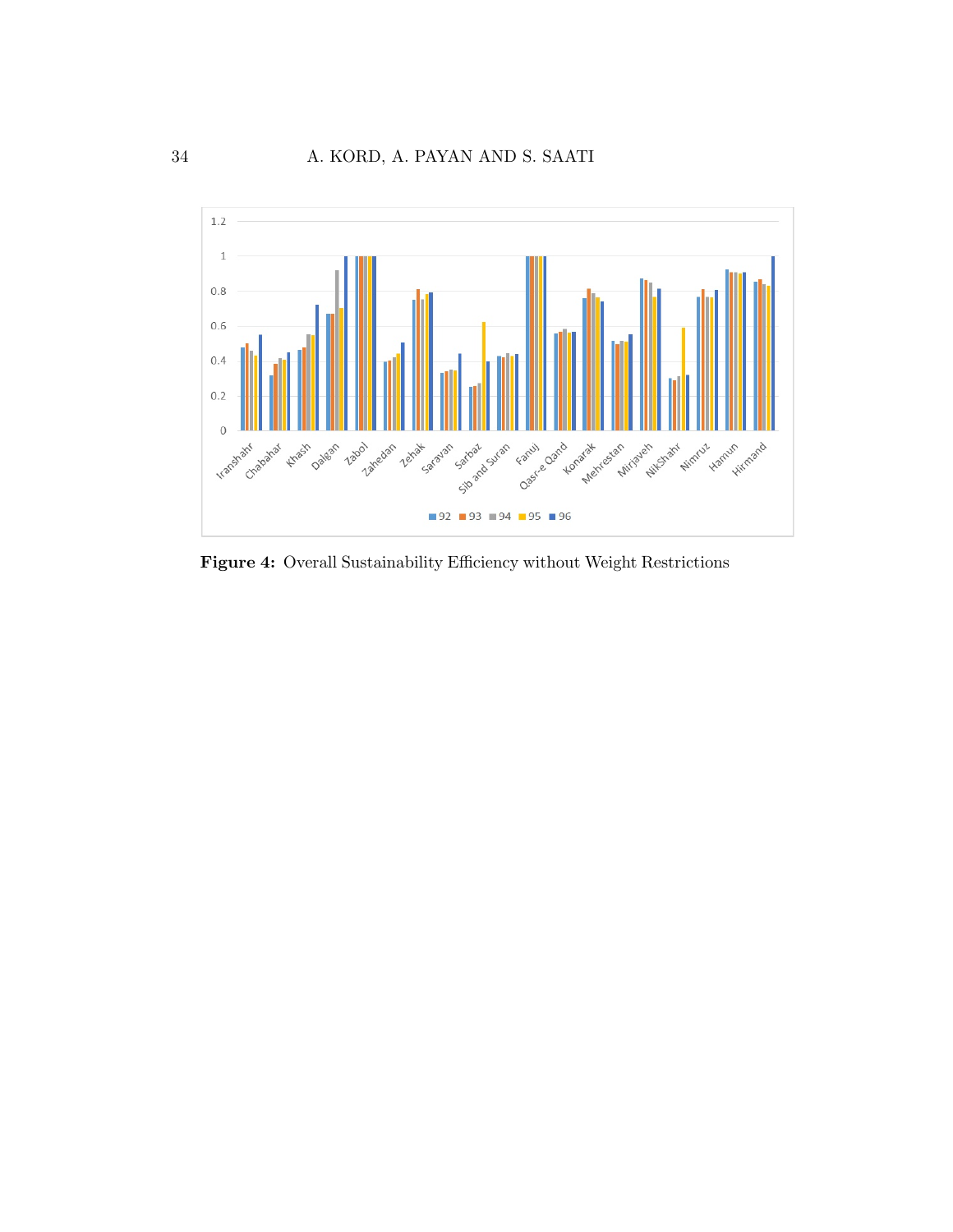**Figure 4:** Overall Sustainability Efficiency without Weight Restrictions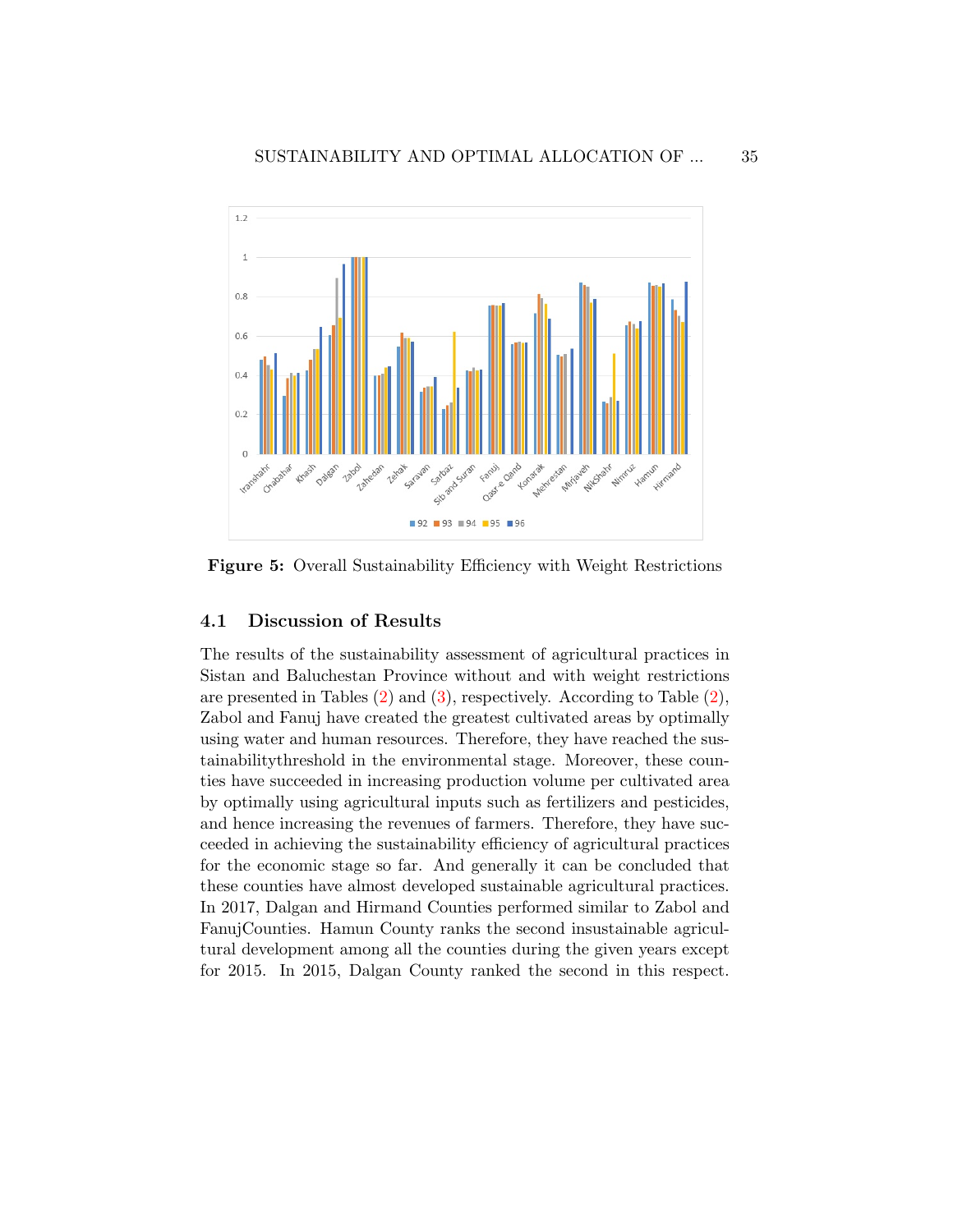**Figure 5:** Overall Sustainability Efficiency with Weight Restrictions

### 4.1 Discussion of Results

The results of the sustainability assessment of agricultural practices in Sistan and Baluchestan Province without and with weight restrictions are presented in Tables (2) and (3), respectively. According to Table (2), Zabol and Fanuj have created the greatest cultivated areas by optimally using water and human resources. Therefore, they have reached the sustainabilitythreshold in the environmental stage. Moreover, these counties have succeeded in increasing production volume per cultivated area by optimally using agricultural inputs such as fertilizers and pesticides, and hence increasing the revenues of farmers. Therefore, they have succeeded in achieving the sustainability efficiency of agricultural practices for the economic stage so far. And generally it can be concluded that these counties have almost developed sustainable agricultural practices. In 2017, Dalgan and Hirmand Counties performed similar to Zabol and FanujCounties. Hamun County ranks the second insustainable agricultural development among all the counties during the given years except for 2015. In 2015, Dalgan County ranked the second in this respect.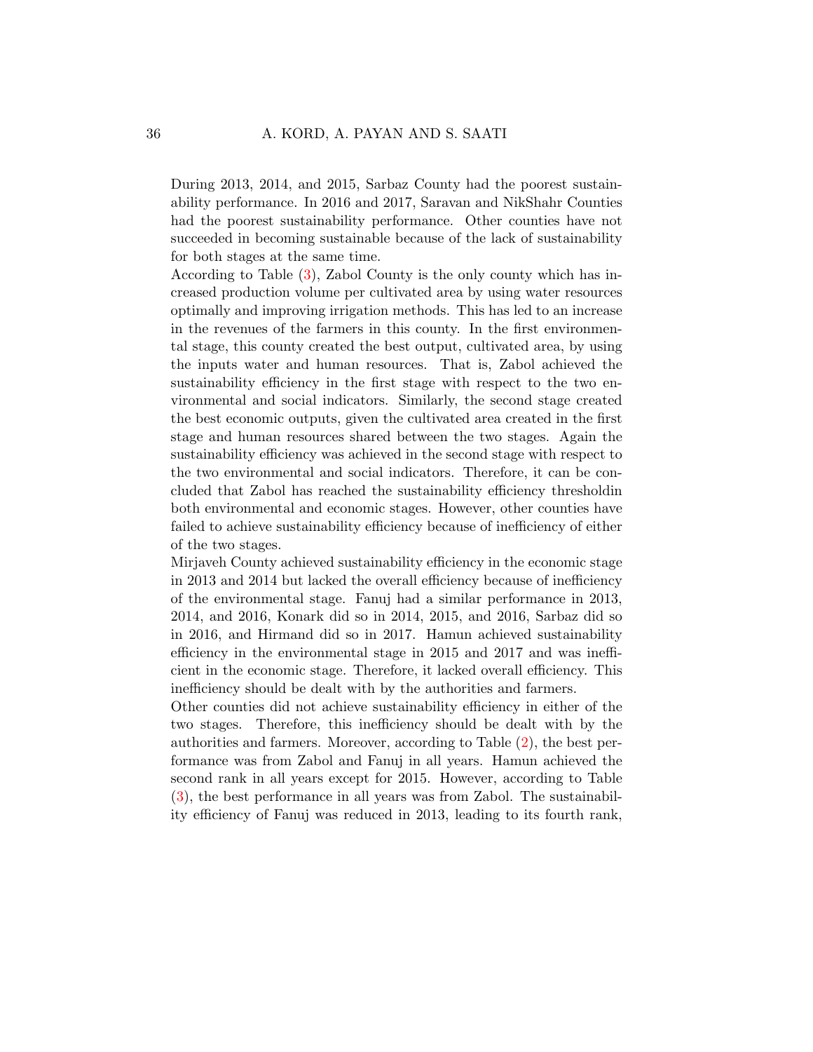During 2013, 2014, and 2015, Sarbaz County had the poorest sustainability performance. In 2016 and 2017, Saravan and NikShahr Counties had the poorest sustainability performance. Other counties have not succeeded in becoming sustainable because of the lack of sustainability for both stages at the same time.

According to Table (3), Zabol County is the only county which has increased production volume per cultivated area by using water resources optimally and improving irrigation methods. This has led to an increase in the revenues of the farmers in this county. In the first environmental stage, this county created the best output, cultivated area, by using the inputs water and human resources. That is, Zabol achieved the sustainability efficiency in the first stage with respect to the two environmental and social indicators. Similarly, the second stage created the best economic outputs, given the cultivated area created in the first stage and human resources shared between the two stages. Again the sustainability efficiency was achieved in the second stage with respect to the two environmental and social indicators. Therefore, it can be concluded that Zabol has reached the sustainability efficiency thresholdin both environmental and economic stages. However, other counties have failed to achieve sustainability efficiency because of inefficiency of either of the two stages.

Mirjaveh County achieved sustainability efficiency in the economic stage in 2013 and 2014 but lacked the overall efficiency because of inefficiency of the environmental stage. Fanuj had a similar performance in 2013, 2014, and 2016, Konark did so in 2014, 2015, and 2016, Sarbaz did so in 2016, and Hirmand did so in 2017. Hamun achieved sustainability efficiency in the environmental stage in 2015 and 2017 and was inefficient in the economic stage. Therefore, it lacked overall efficiency. This inefficiency should be dealt with by the authorities and farmers.

Other counties did not achieve sustainability efficiency in either of the two stages. Therefore, this inefficiency should be dealt with by the authorities and farmers. Moreover, according to Table (2), the best performance was from Zabol and Fanuj in all years. Hamun achieved the second rank in all years except for 2015. However, according to Table (3), the best performance in all years was from Zabol. The sustainability efficiency of Fanuj was reduced in 2013, leading to its fourth rank,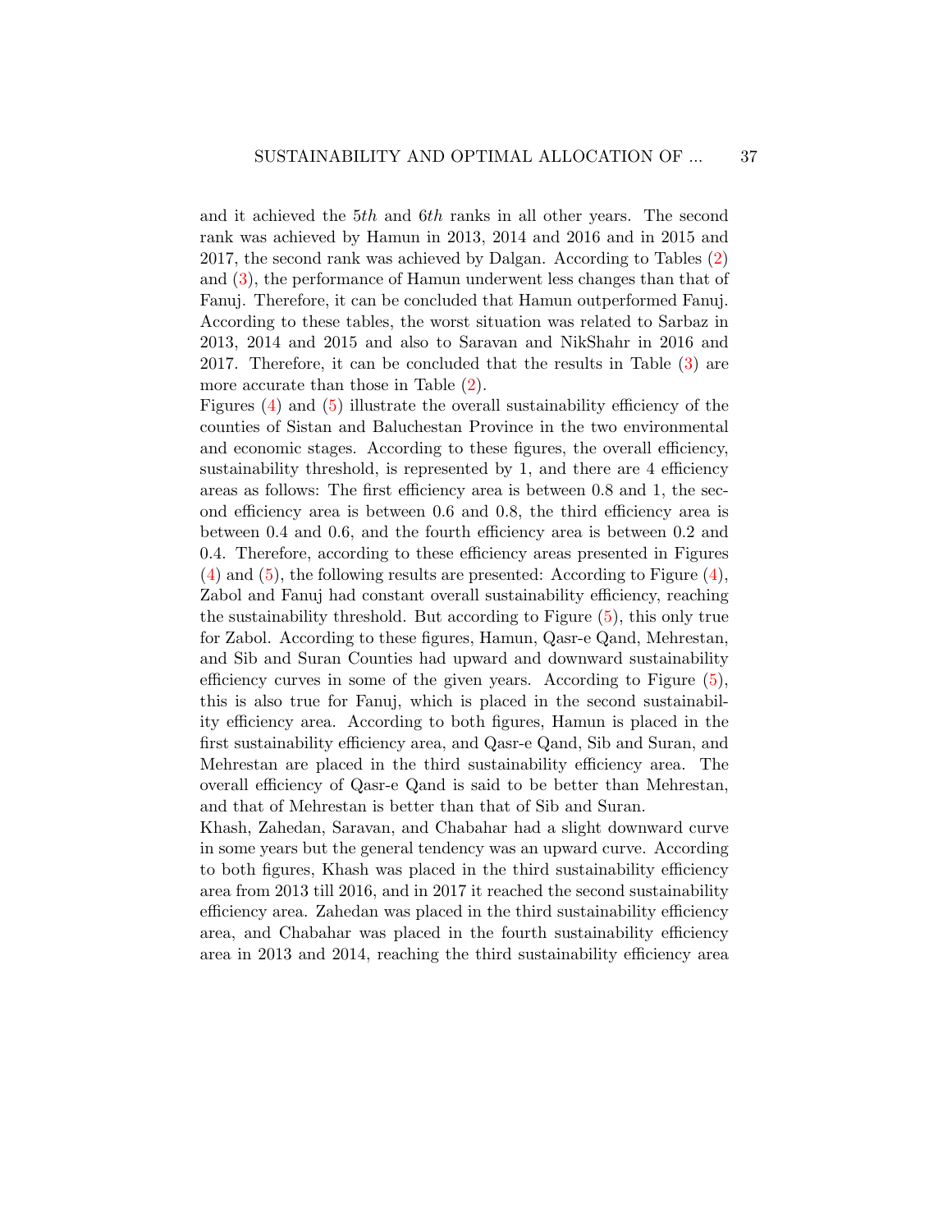and it achieved the $5th$ and $6th$ ranks in all other years. The second rank was achieved by Hamun in 2013, 2014 and 2016 and in 2015 and 2017, the second rank was achieved by Dalgan. According to Tables (2) and (3), the performance of Hamun underwent less changes than that of Fanuj. Therefore, it can be concluded that Hamun outperformed Fanuj. According to these tables, the worst situation was related to Sarbaz in 2013, 2014 and 2015 and also to Saravan and NikShahr in 2016 and 2017. Therefore, it can be concluded that the results in Table (3) are more accurate than those in Table (2).

Figures (4) and (5) illustrate the overall sustainability efficiency of the counties of Sistan and Baluchestan Province in the two environmental and economic stages. According to these figures, the overall efficiency, sustainability threshold, is represented by 1, and there are 4 efficiency areas as follows: The first efficiency area is between 0.8 and 1, the second efficiency area is between 0.6 and 0.8, the third efficiency area is between 0.4 and 0.6, and the fourth efficiency area is between 0.2 and 0.4. Therefore, according to these efficiency areas presented in Figures (4) and (5), the following results are presented: According to Figure (4), Zabol and Fanuj had constant overall sustainability efficiency, reaching the sustainability threshold. But according to Figure (5), this only true for Zabol. According to these figures, Hamun, Qasr-e Qand, Mehrestan, and Sib and Suran Counties had upward and downward sustainability efficiency curves in some of the given years. According to Figure (5), this is also true for Fanuj, which is placed in the second sustainability efficiency area. According to both figures, Hamun is placed in the first sustainability efficiency area, and Qasr-e Qand, Sib and Suran, and Mehrestan are placed in the third sustainability efficiency area. The overall efficiency of Qasr-e Qand is said to be better than Mehrestan, and that of Mehrestan is better than that of Sib and Suran.

Khash, Zahedan, Saravan, and Chabahar had a slight downward curve in some years but the general tendency was an upward curve. According to both figures, Khash was placed in the third sustainability efficiency area from 2013 till 2016, and in 2017 it reached the second sustainability efficiency area. Zahedan was placed in the third sustainability efficiency area, and Chabahar was placed in the fourth sustainability efficiency area in 2013 and 2014, reaching the third sustainability efficiency area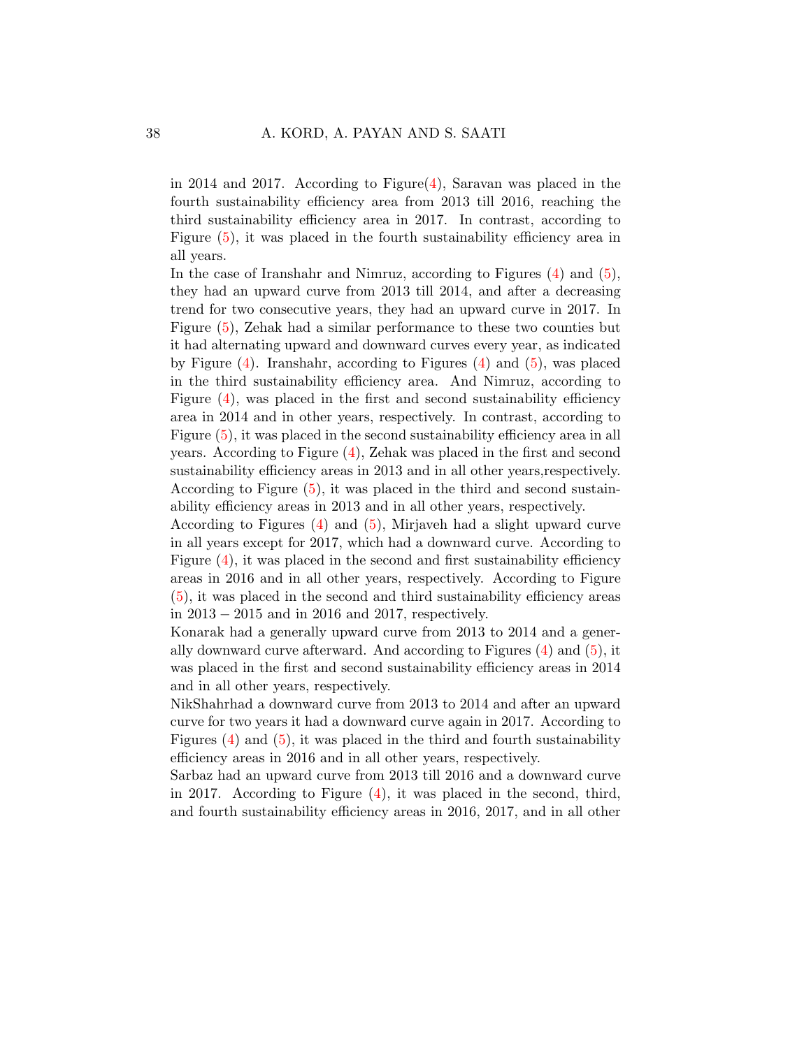in 2014 and 2017. According to Figure(4), Saravan was placed in the fourth sustainability efficiency area from 2013 till 2016, reaching the third sustainability efficiency area in 2017. In contrast, according to Figure (5), it was placed in the fourth sustainability efficiency area in all years.

In the case of Iranshahr and Nimruz, according to Figures (4) and (5), they had an upward curve from 2013 till 2014, and after a decreasing trend for two consecutive years, they had an upward curve in 2017. In Figure (5), Zehak had a similar performance to these two counties but it had alternating upward and downward curves every year, as indicated by Figure (4). Iranshahr, according to Figures (4) and (5), was placed in the third sustainability efficiency area. And Nimruz, according to Figure (4), was placed in the first and second sustainability efficiency area in 2014 and in other years, respectively. In contrast, according to Figure (5), it was placed in the second sustainability efficiency area in all years. According to Figure (4), Zehak was placed in the first and second sustainability efficiency areas in 2013 and in all other years,respectively. According to Figure (5), it was placed in the third and second sustainability efficiency areas in 2013 and in all other years, respectively.

According to Figures (4) and (5), Mirjaveh had a slight upward curve in all years except for 2017, which had a downward curve. According to Figure (4), it was placed in the second and first sustainability efficiency areas in 2016 and in all other years, respectively. According to Figure (5), it was placed in the second and third sustainability efficiency areas in $2013-2015$ and in 2016 and 2017, respectively.

Konarak had a generally upward curve from 2013 to 2014 and a generally downward curve afterward. And according to Figures (4) and (5), it was placed in the first and second sustainability efficiency areas in 2014 and in all other years, respectively.

NikShahrhad a downward curve from 2013 to 2014 and after an upward curve for two years it had a downward curve again in 2017. According to Figures (4) and (5), it was placed in the third and fourth sustainability efficiency areas in 2016 and in all other years, respectively.

Sarbaz had an upward curve from 2013 till 2016 and a downward curve in 2017. According to Figure (4), it was placed in the second, third, and fourth sustainability efficiency areas in 2016, 2017, and in all other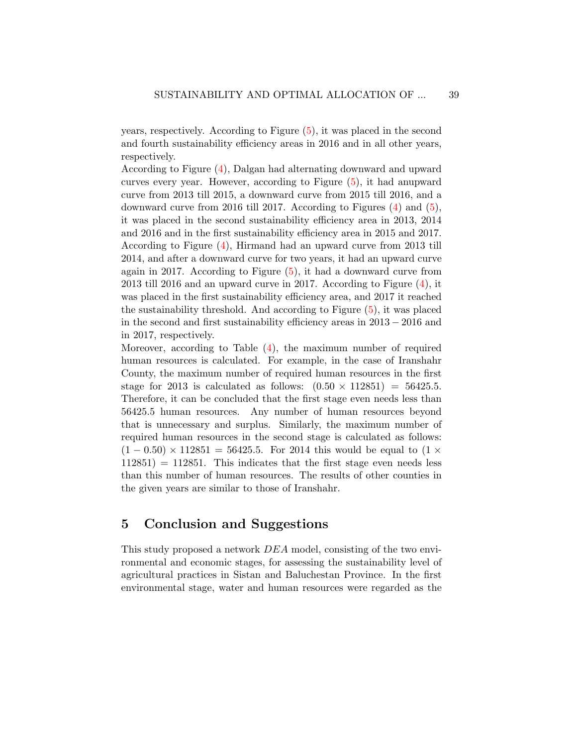years, respectively. According to Figure (5), it was placed in the second and fourth sustainability efficiency areas in 2016 and in all other years, respectively.

According to Figure (4), Dalgan had alternating downward and upward curves every year. However, according to Figure (5), it had anupward curve from 2013 till 2015, a downward curve from 2015 till 2016, and a downward curve from 2016 till 2017. According to Figures (4) and (5), it was placed in the second sustainability efficiency area in 2013, 2014 and 2016 and in the first sustainability efficiency area in 2015 and 2017. According to Figure (4), Hirmand had an upward curve from 2013 till 2014, and after a downward curve for two years, it had an upward curve again in 2017. According to Figure (5), it had a downward curve from 2013 till 2016 and an upward curve in 2017. According to Figure (4), it was placed in the first sustainability efficiency area, and 2017 it reached the sustainability threshold. And according to Figure (5), it was placed in the second and first sustainability efficiency areas in $2013 - 2016$ and in 2017, respectively.

Moreover, according to Table (4), the maximum number of required human resources is calculated. For example, in the case of Iranshahr County, the maximum number of required human resources in the first stage for 2013 is calculated as follows: $(0.50 \times 112851) = 56425.5$. Therefore, it can be concluded that the first stage even needs less than 56425.5 human resources. Any number of human resources beyond that is unnecessary and surplus. Similarly, the maximum number of required human resources in the second stage is calculated as follows: $(1 - 0.50) \times 112851 = 56425.5$. For 2014 this would be equal to $(1 \times 112851) = 112851$. This indicates that the first stage even needs less than this number of human resources. The results of other counties in the given years are similar to those of Iranshahr.

## 5 Conclusion and Suggestions

This study proposed a network *DEA* model, consisting of the two environmental and economic stages, for assessing the sustainability level of agricultural practices in Sistan and Baluchestan Province. In the first environmental stage, water and human resources were regarded as the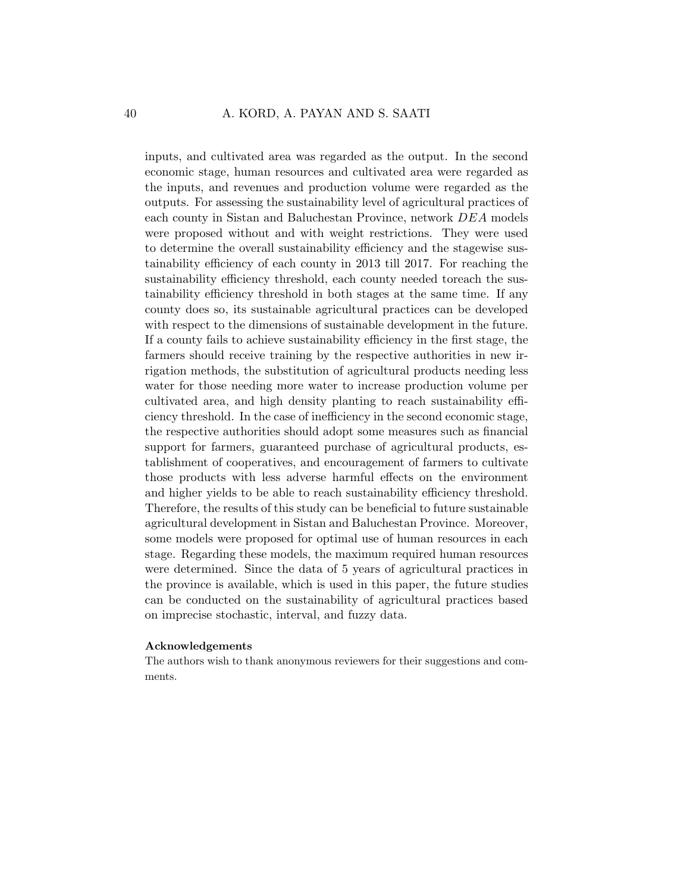inputs, and cultivated area was regarded as the output. In the second economic stage, human resources and cultivated area were regarded as the inputs, and revenues and production volume were regarded as the outputs. For assessing the sustainability level of agricultural practices of each county in Sistan and Baluchestan Province, network $DEA$ models were proposed without and with weight restrictions. They were used to determine the overall sustainability efficiency and the stagewise sustainability efficiency of each county in 2013 till 2017. For reaching the sustainability efficiency threshold, each county needed toreach the sustainability efficiency threshold in both stages at the same time. If any county does so, its sustainable agricultural practices can be developed with respect to the dimensions of sustainable development in the future. If a county fails to achieve sustainability efficiency in the first stage, the farmers should receive training by the respective authorities in new irrigation methods, the substitution of agricultural products needing less water for those needing more water to increase production volume per cultivated area, and high density planting to reach sustainability efficiency threshold. In the case of inefficiency in the second economic stage, the respective authorities should adopt some measures such as financial support for farmers, guaranteed purchase of agricultural products, establishment of cooperatives, and encouragement of farmers to cultivate those products with less adverse harmful effects on the environment and higher yields to be able to reach sustainability efficiency threshold. Therefore, the results of this study can be beneficial to future sustainable agricultural development in Sistan and Baluchestan Province. Moreover, some models were proposed for optimal use of human resources in each stage. Regarding these models, the maximum required human resources were determined. Since the data of 5 years of agricultural practices in the province is available, which is used in this paper, the future studies can be conducted on the sustainability of agricultural practices based on imprecise stochastic, interval, and fuzzy data.

**Acknowledgements**

The authors wish to thank anonymous reviewers for their suggestions and comments.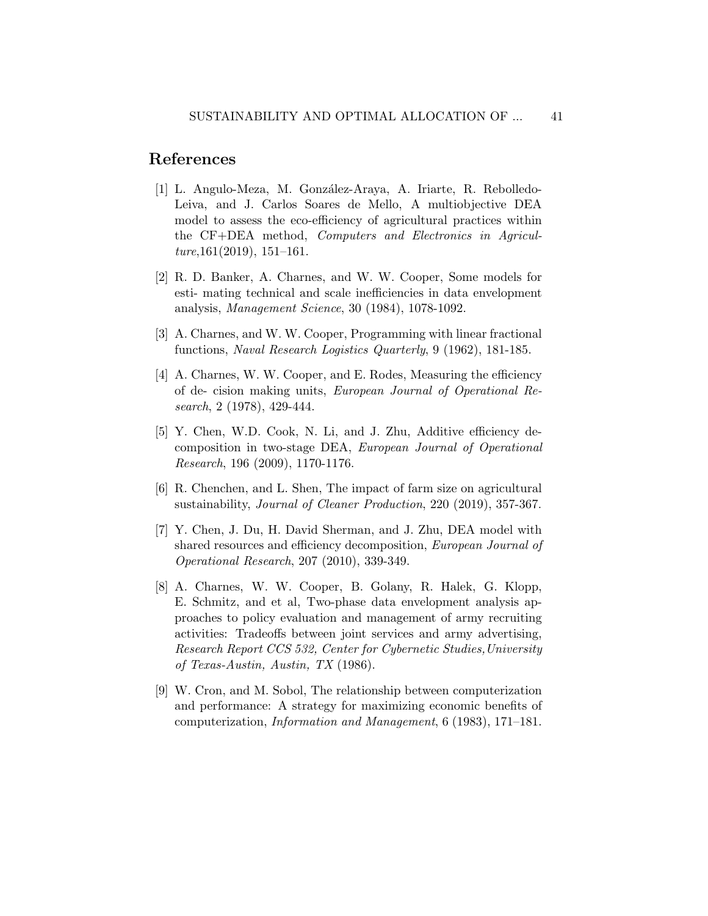## References

[1] L. Angulo-Meza, M. González-Araya, A. Iriarte, R. Rebolledo-Leiva, and J. Carlos Soares de Mello, A multiobjective DEA model to assess the eco-efficiency of agricultural practices within the CF+DEA method, *Computers and Electronics in Agriculture*,161(2019), 151–161.

[2] R. D. Banker, A. Charnes, and W. W. Cooper, Some models for esti- mating technical and scale inefficiencies in data envelopment analysis, *Management Science*, 30 (1984), 1078-1092.

[3] A. Charnes, and W. W. Cooper, Programming with linear fractional functions, *Naval Research Logistics Quarterly*, 9 (1962), 181-185.

[4] A. Charnes, W. W. Cooper, and E. Rodes, Measuring the efficiency of de- cision making units, *European Journal of Operational Research*, 2 (1978), 429-444.

[5] Y. Chen, W.D. Cook, N. Li, and J. Zhu, Additive efficiency decomposition in two-stage DEA, *European Journal of Operational Research*, 196 (2009), 1170-1176.

[6] R. Chenchen, and L. Shen, The impact of farm size on agricultural sustainability, *Journal of Cleaner Production*, 220 (2019), 357-367.

[7] Y. Chen, J. Du, H. David Sherman, and J. Zhu, DEA model with shared resources and efficiency decomposition, *European Journal of Operational Research*, 207 (2010), 339-349.

[8] A. Charnes, W. W. Cooper, B. Golany, R. Halek, G. Klopp, E. Schmitz, and et al, Two-phase data envelopment analysis approaches to policy evaluation and management of army recruiting activities: Tradeoffs between joint services and army advertising, *Research Report CCS 532, Center for Cybernetic Studies,University of Texas-Austin, Austin, TX* (1986).

[9] W. Cron, and M. Sobol, The relationship between computerization and performance: A strategy for maximizing economic benefits of computerization, *Information and Management*, 6 (1983), 171–181.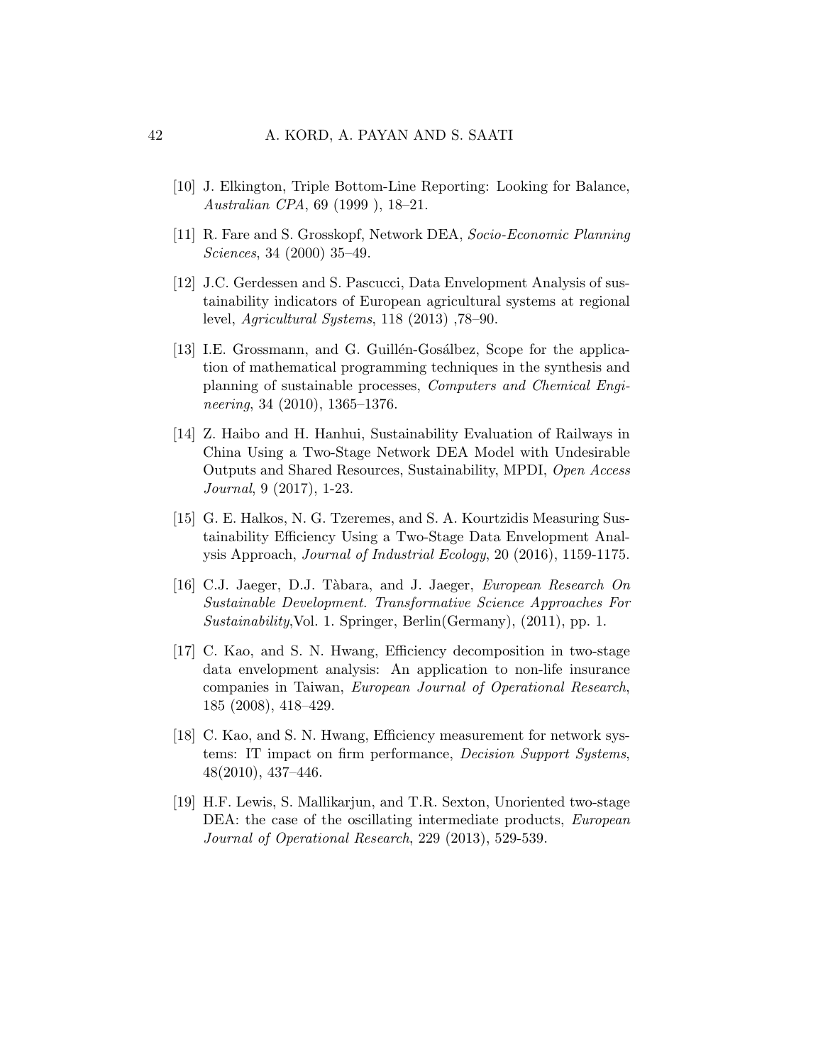[10] J. Elkington, Triple Bottom-Line Reporting: Looking for Balance, *Australian CPA*, 69 (1999 ), 18–21.

[11] R. Fare and S. Grosskopf, Network DEA, *Socio-Economic Planning Sciences*, 34 (2000) 35–49.

[12] J.C. Gerdessen and S. Pascucci, Data Envelopment Analysis of sustainability indicators of European agricultural systems at regional level, *Agricultural Systems*, 118 (2013) ,78–90.

[13] I.E. Grossmann, and G. Guillén-Gosálbez, Scope for the application of mathematical programming techniques in the synthesis and planning of sustainable processes, *Computers and Chemical Engineering*, 34 (2010), 1365–1376.

[14] Z. Haibo and H. Hanhui, Sustainability Evaluation of Railways in China Using a Two-Stage Network DEA Model with Undesirable Outputs and Shared Resources, Sustainability, MPDI, *Open Access Journal*, 9 (2017), 1-23.

[15] G. E. Halkos, N. G. Tzeremes, and S. A. Kourtzidis Measuring Sustainability Efficiency Using a Two-Stage Data Envelopment Analysis Approach, *Journal of Industrial Ecology*, 20 (2016), 1159-1175.

[16] C.J. Jaeger, D.J. Tàbara, and J. Jaeger, *European Research On Sustainable Development. Transformative Science Approaches For Sustainability*,Vol. 1. Springer, Berlin(Germany), (2011), pp. 1.

[17] C. Kao, and S. N. Hwang, Efficiency decomposition in two-stage data envelopment analysis: An application to non-life insurance companies in Taiwan, *European Journal of Operational Research*, 185 (2008), 418–429.

[18] C. Kao, and S. N. Hwang, Efficiency measurement for network systems: IT impact on firm performance, *Decision Support Systems*, 48(2010), 437–446.

[19] H.F. Lewis, S. Mallikarjun, and T.R. Sexton, Unoriented two-stage DEA: the case of the oscillating intermediate products, *European Journal of Operational Research*, 229 (2013), 529-539.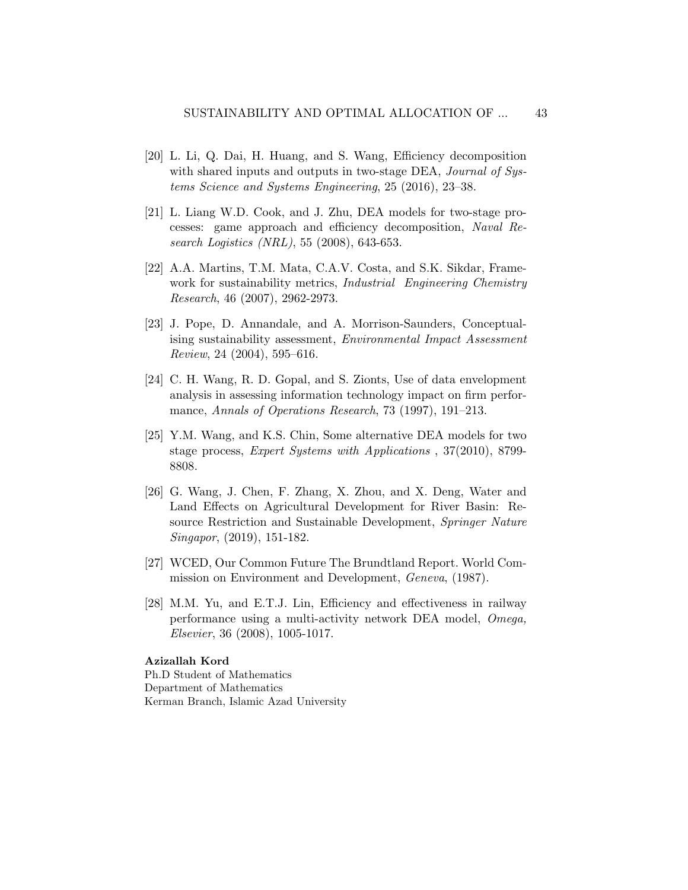[20] L. Li, Q. Dai, H. Huang, and S. Wang, Efficiency decomposition with shared inputs and outputs in two-stage DEA, *Journal of Systems Science and Systems Engineering*, 25 (2016), 23–38.

[21] L. Liang W.D. Cook, and J. Zhu, DEA models for two-stage processes: game approach and efficiency decomposition, *Naval Research Logistics (NRL)*, 55 (2008), 643-653.

[22] A.A. Martins, T.M. Mata, C.A.V. Costa, and S.K. Sikdar, Framework for sustainability metrics, *Industrial Engineering Chemistry Research*, 46 (2007), 2962-2973.

[23] J. Pope, D. Annandale, and A. Morrison-Saunders, Conceptualising sustainability assessment, *Environmental Impact Assessment Review*, 24 (2004), 595–616.

[24] C. H. Wang, R. D. Gopal, and S. Zionts, Use of data envelopment analysis in assessing information technology impact on firm performance, *Annals of Operations Research*, 73 (1997), 191–213.

[25] Y.M. Wang, and K.S. Chin, Some alternative DEA models for two stage process, *Expert Systems with Applications* , 37(2010), 8799-8808.

[26] G. Wang, J. Chen, F. Zhang, X. Zhou, and X. Deng, Water and Land Effects on Agricultural Development for River Basin: Resource Restriction and Sustainable Development, *Springer Nature Singapor*, (2019), 151-182.

[27] WCED, Our Common Future The Brundtland Report. World Commission on Environment and Development, *Geneva*, (1987).

[28] M.M. Yu, and E.T.J. Lin, Efficiency and effectiveness in railway performance using a multi-activity network DEA model, *Omega, Elsevier*, 36 (2008), 1005-1017.

**Azizallah Kord**
Ph.D Student of Mathematics
Department of Mathematics
Kerman Branch, Islamic Azad University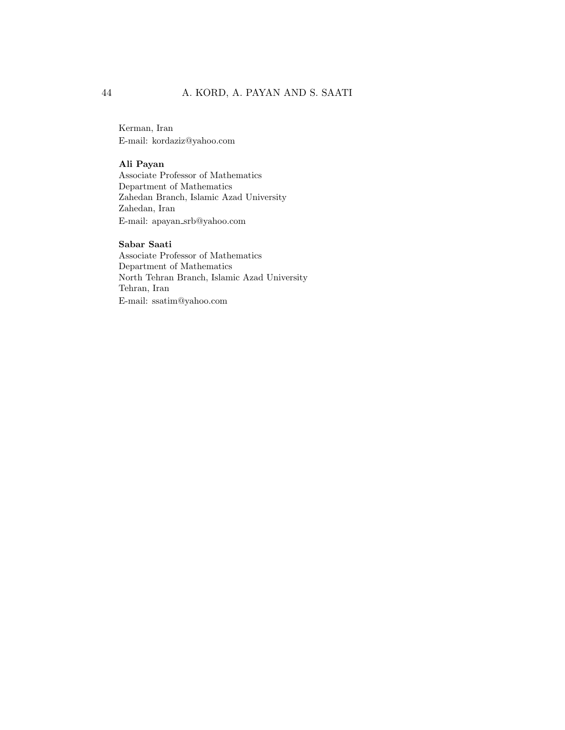Kerman, Iran
E-mail: kordaziz@yahoo.com

**Ali Payan**
Associate Professor of Mathematics
Department of Mathematics
Zahedan Branch, Islamic Azad University
Zahedan, Iran
E-mail: apayan_srb@yahoo.com

**Sabar Saati**
Associate Professor of Mathematics
Department of Mathematics
North Tehran Branch, Islamic Azad University
Tehran, Iran
E-mail: ssatim@yahoo.com